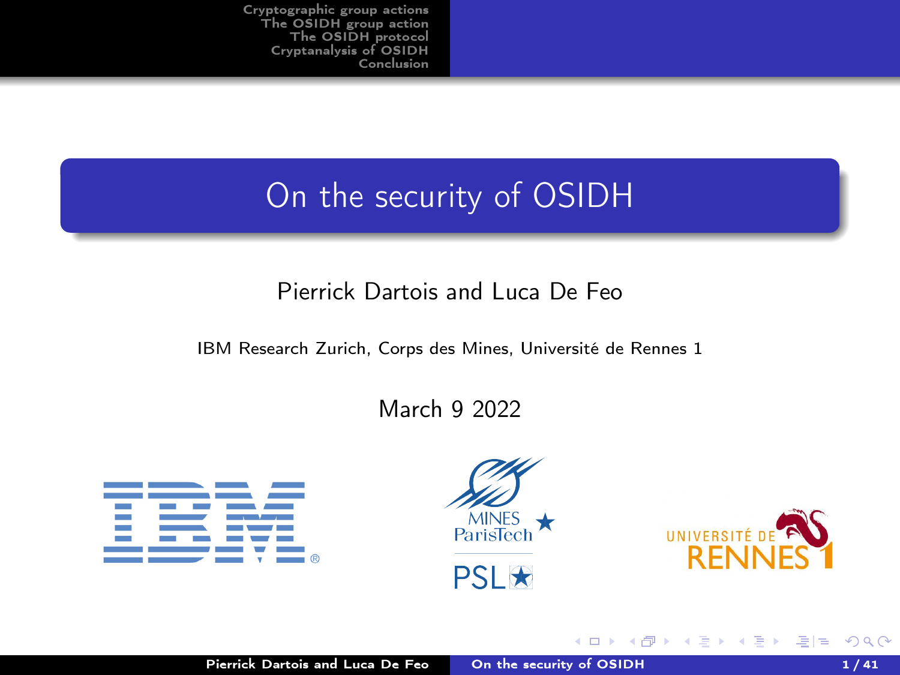# On the security of OSIDH

Pierrick Dartois and Luca De Feo

IBM Research Zurich, Corps des Mines, Université de Rennes 1

March 9 2022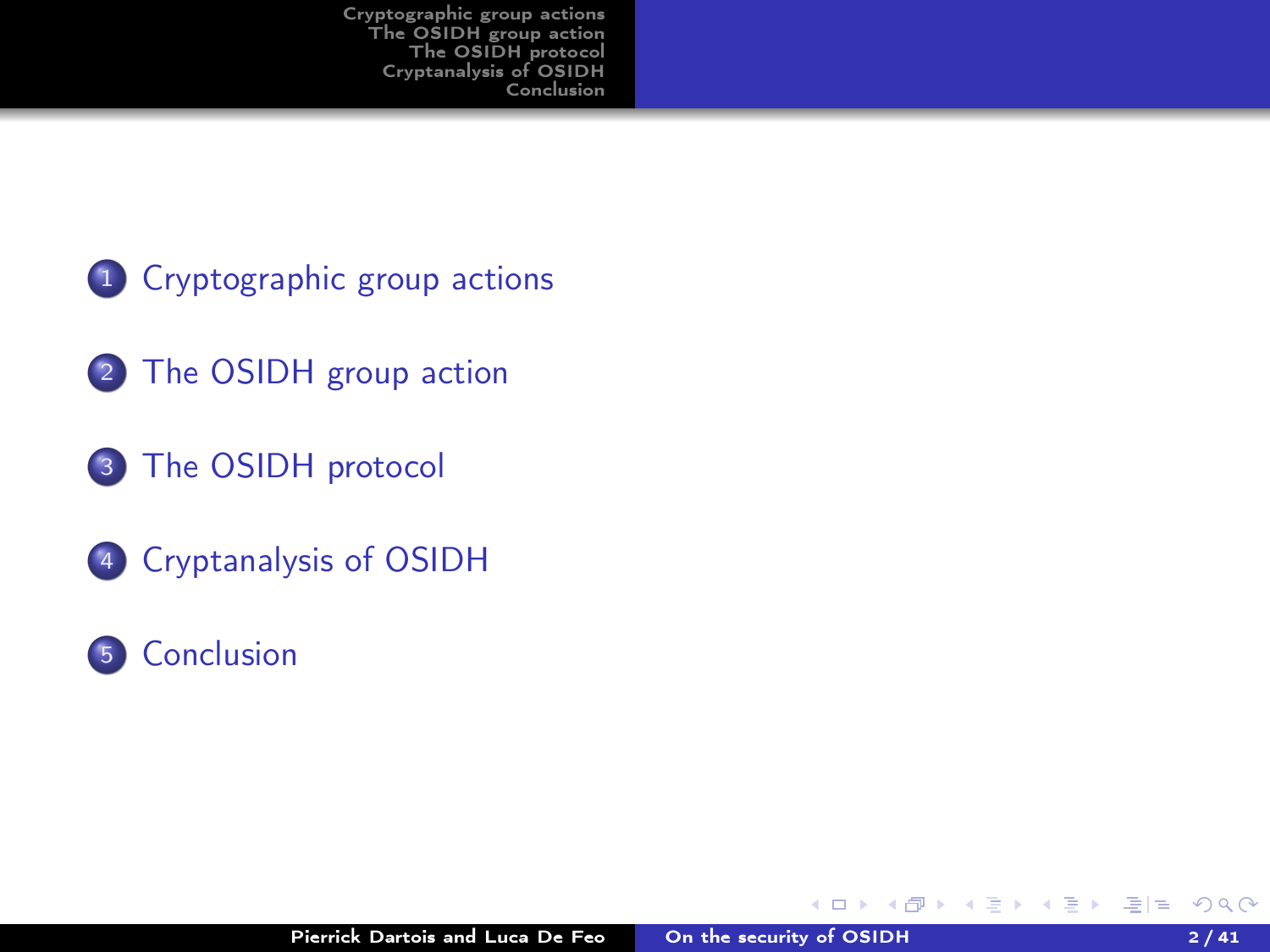1. Cryptographic group actions
2. The OSIDH group action
3. The OSIDH protocol
4. Cryptanalysis of OSIDH
5. Conclusion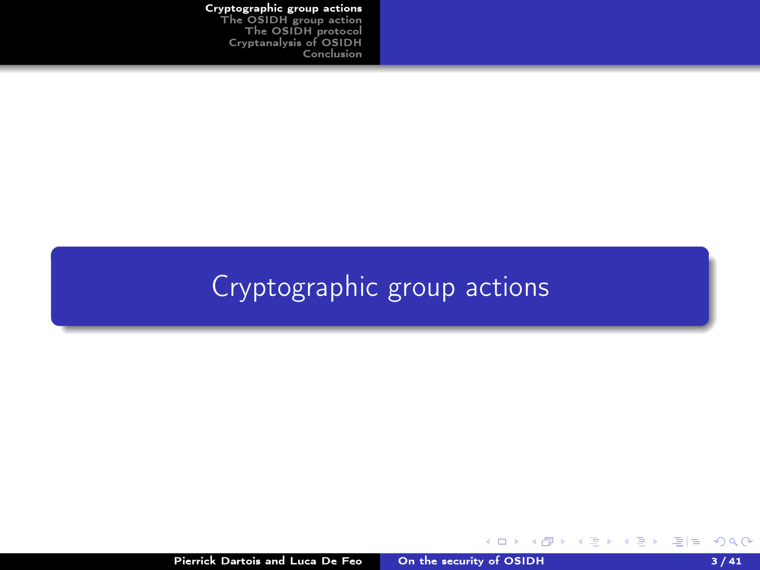# Cryptographic group actions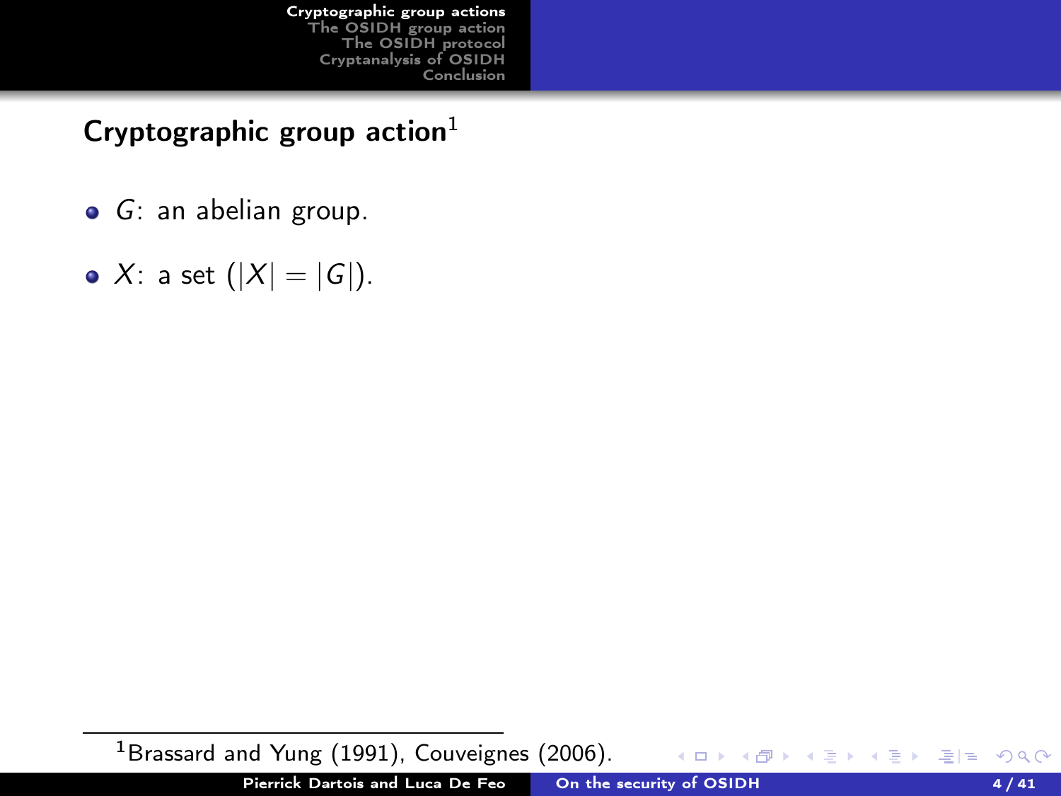## Cryptographic group action[1]

- $G$: an abelian group.
- $X$: a set ($|X| = |G|$).

[1] Brassard and Yung (1991), Couveignes (2006).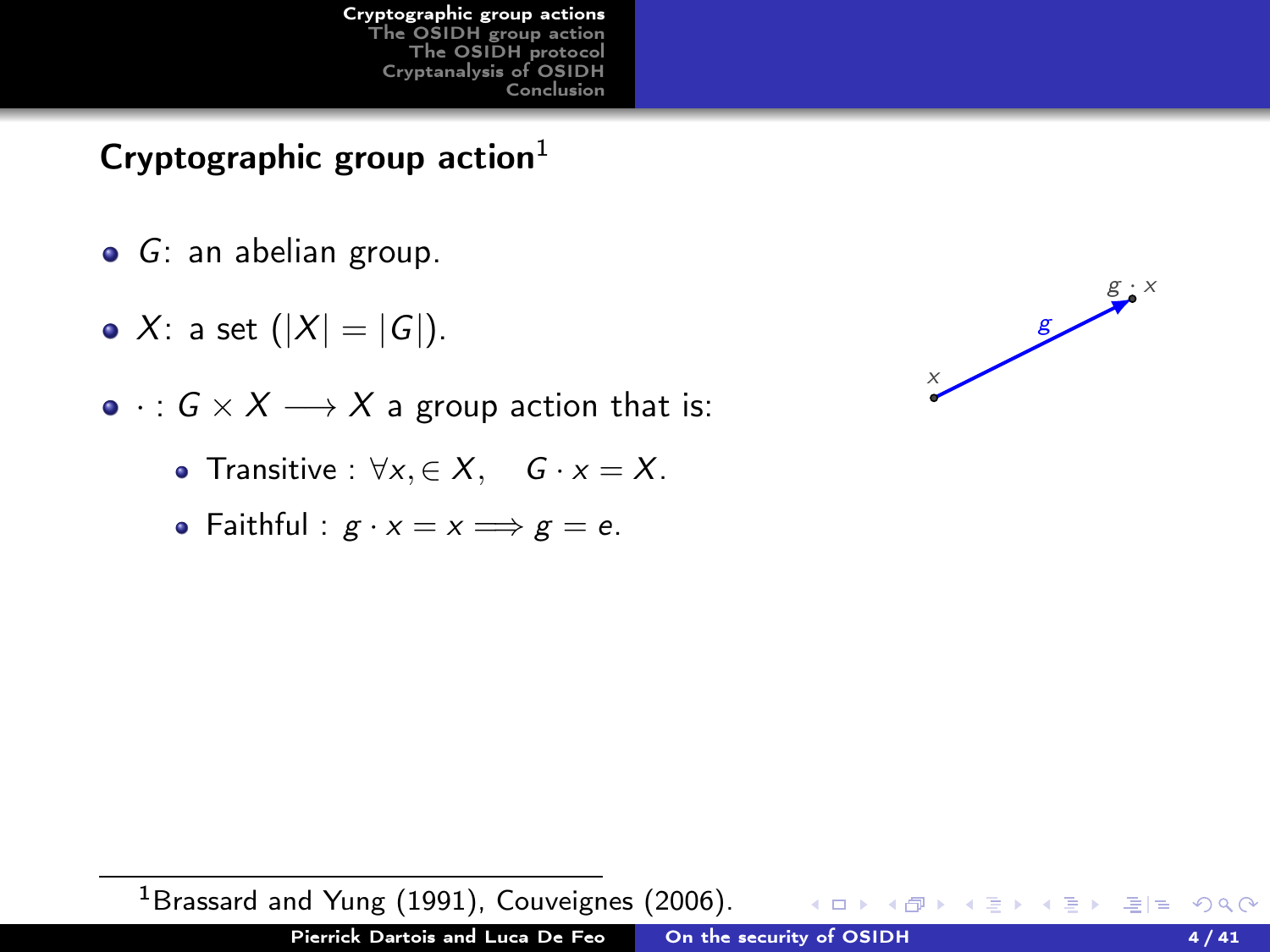## Cryptographic group action[1]

- $G$: an abelian group.
- $X$: a set ($|X| = |G|$).
- $\cdot : G \times X \longrightarrow X$ a group action that is:
  - Transitive : $\forall x, \in X, \quad G \cdot x = X$.
  - Faithful : $g \cdot x = x \Longrightarrow g = e$.

[1] Brassard and Yung (1991), Couveignes (2006).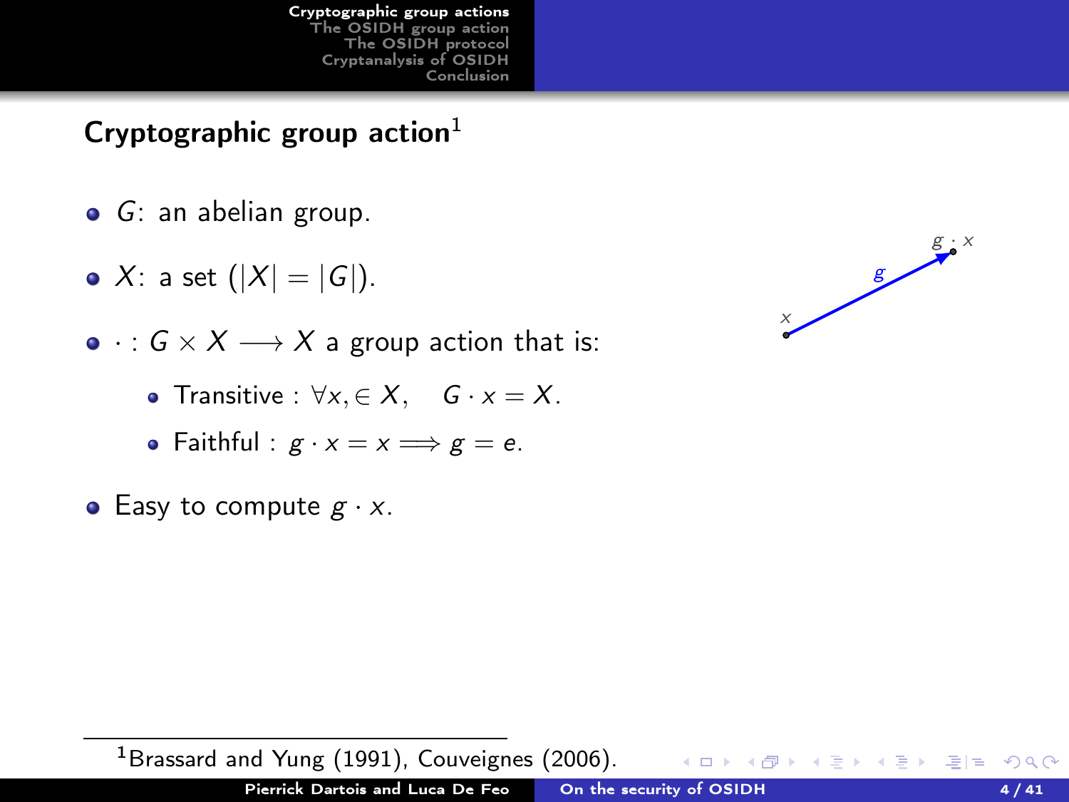## Cryptographic group action[1]

- $G$: an abelian group.
- $X$: a set ($|X| = |G|$).
- $\cdot : G \times X \longrightarrow X$ a group action that is:
  - Transitive : $\forall x, \in X, \quad G \cdot x = X$.
  - Faithful : $g \cdot x = x \Longrightarrow g = e$.
- Easy to compute $g \cdot x$.

[1] Brassard and Yung (1991), Couveignes (2006).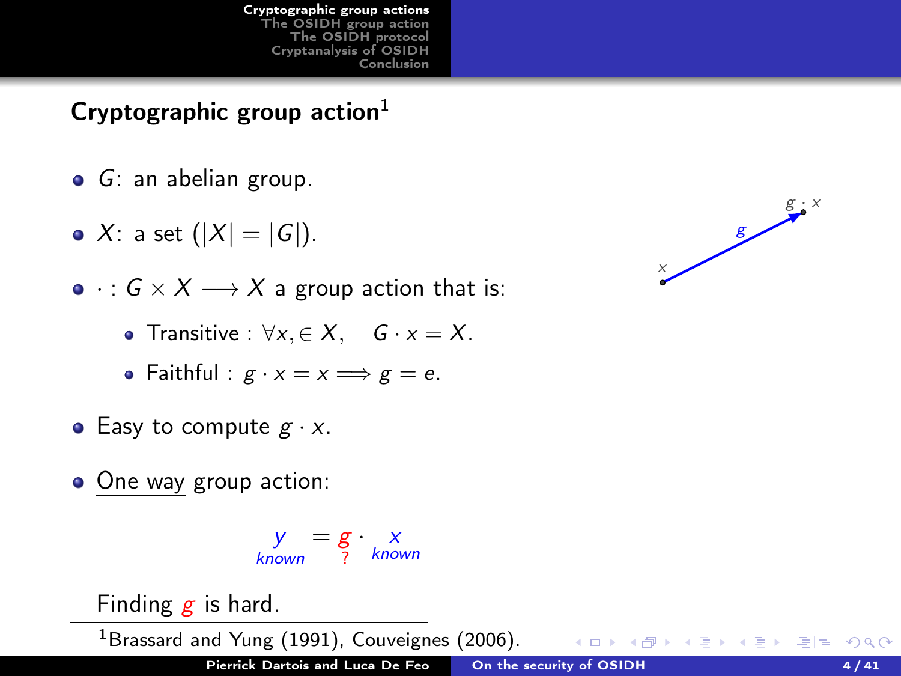## Cryptographic group action[1]

- $G$: an abelian group.
- $X$: a set ($|X| = |G|$).
- $\cdot : G \times X \longrightarrow X$ a group action that is:
  - Transitive : $\forall x, \in X, \quad G \cdot x = X$.
  - Faithful : $g \cdot x = x \Longrightarrow g = e$.
- Easy to compute $g \cdot x$.
- One way group action:

$$\underbrace{y}_{\text{known}} = \underbrace{g}_{?} \cdot \underbrace{x}_{\text{known}}$$

Finding $g$ is hard.

[1] Brassard and Yung (1991), Couveignes (2006).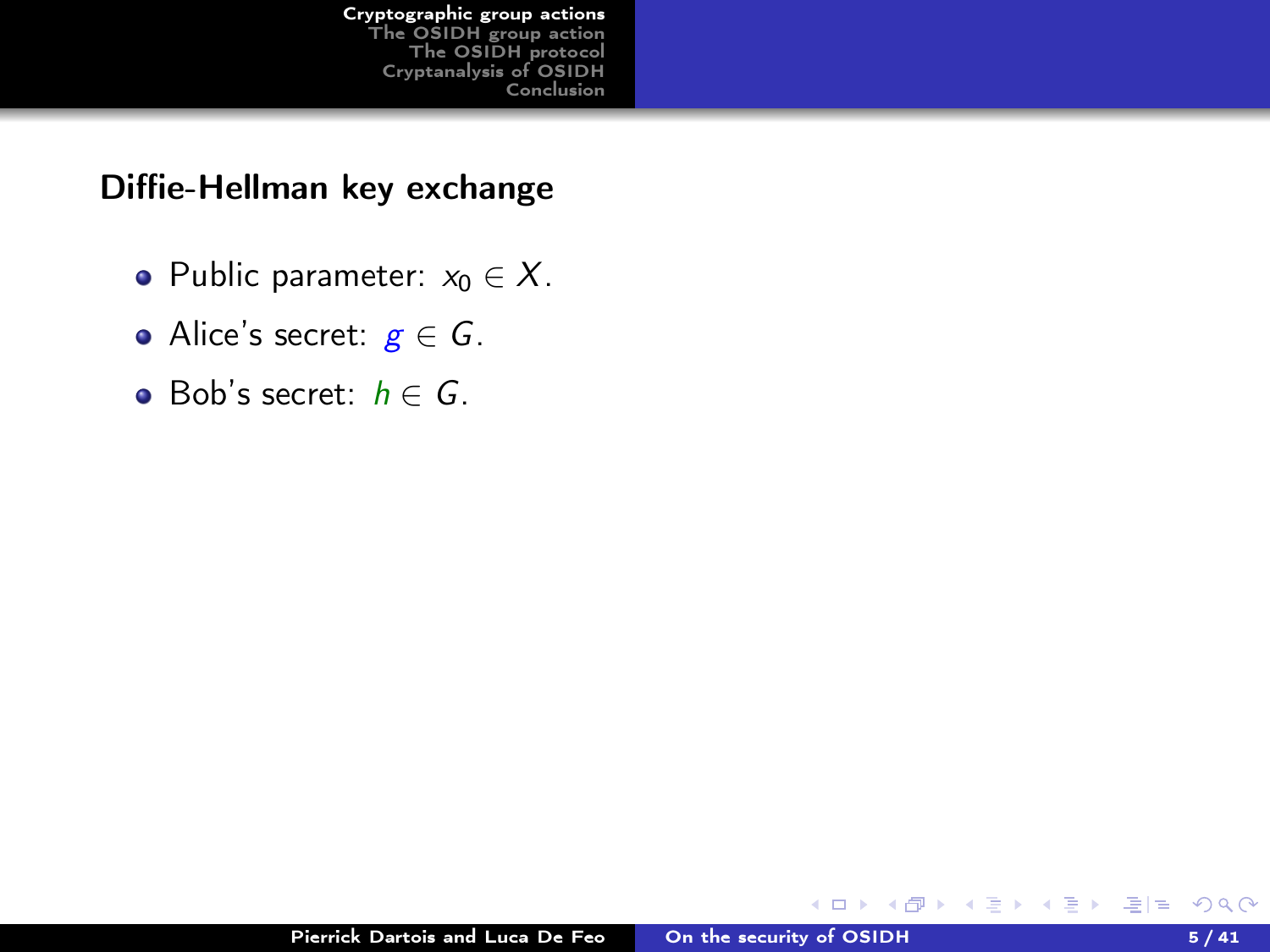## Diffie-Hellman key exchange

- Public parameter: $x_0 \in X$.
- Alice's secret: $g \in G$.
- Bob's secret: $h \in G$.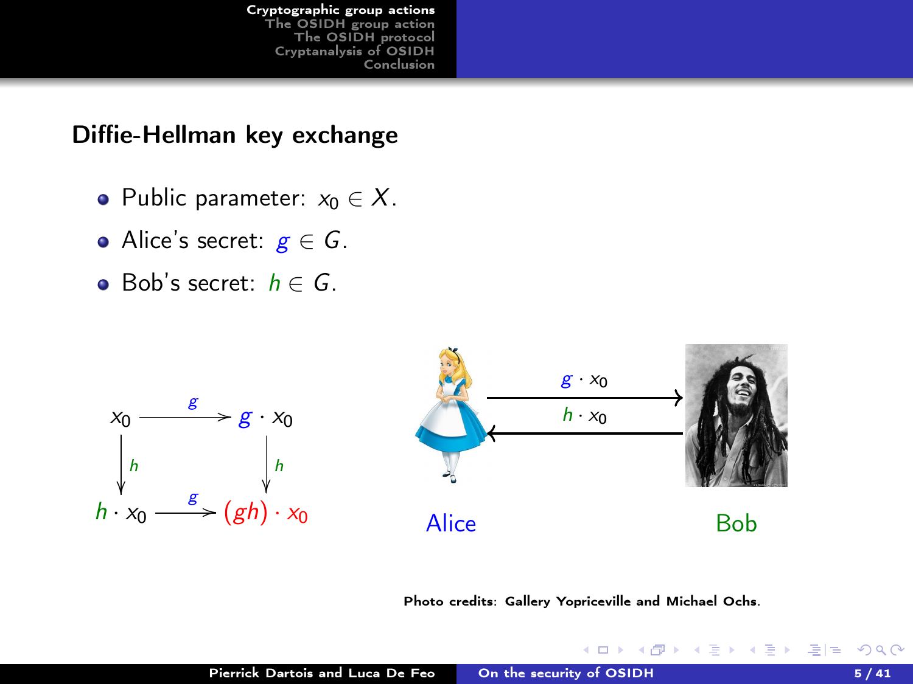## Diffie-Hellman key exchange

- Public parameter: $x_0 \in X$.
- Alice's secret: $g \in G$.
- Bob's secret: $h \in G$.

$$
\begin{array}{ccc}
x_0 & \xrightarrow{g} & g \cdot x_0 \\
\downarrow h & & \downarrow h \\
h \cdot x_0 & \xrightarrow{g} & (gh) \cdot x_0
\end{array}
$$

Alice $\xrightarrow{g \cdot x_0}$ Bob

Alice $\xleftarrow{h \cdot x_0}$ Bob

Photo credits: Gallery Yopriceville and Michael Ochs.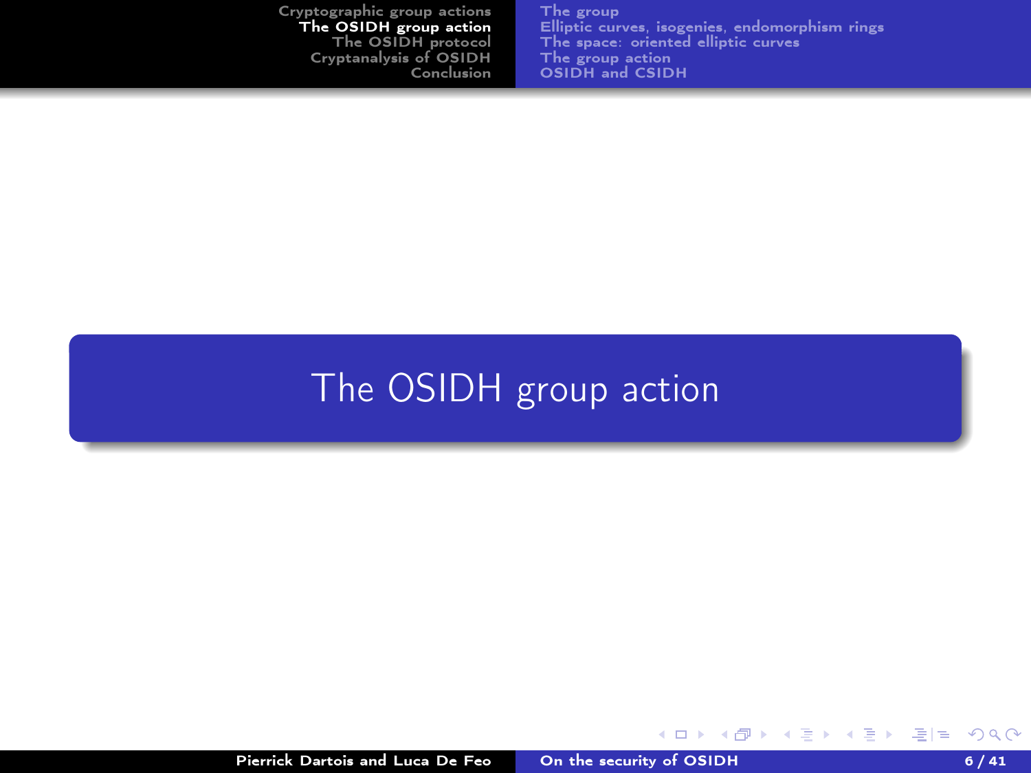# The OSIDH group action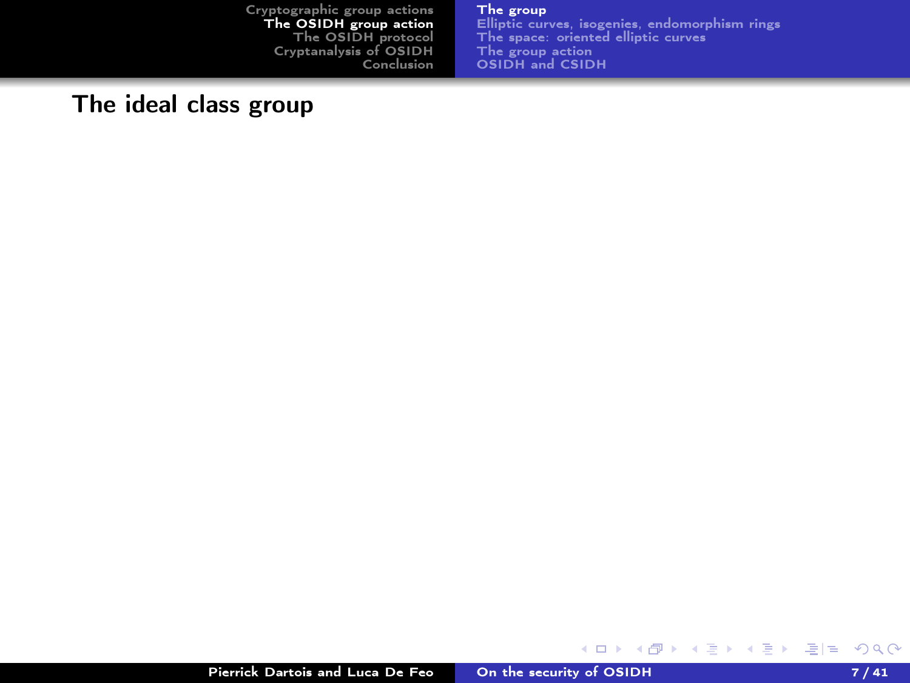# The ideal class group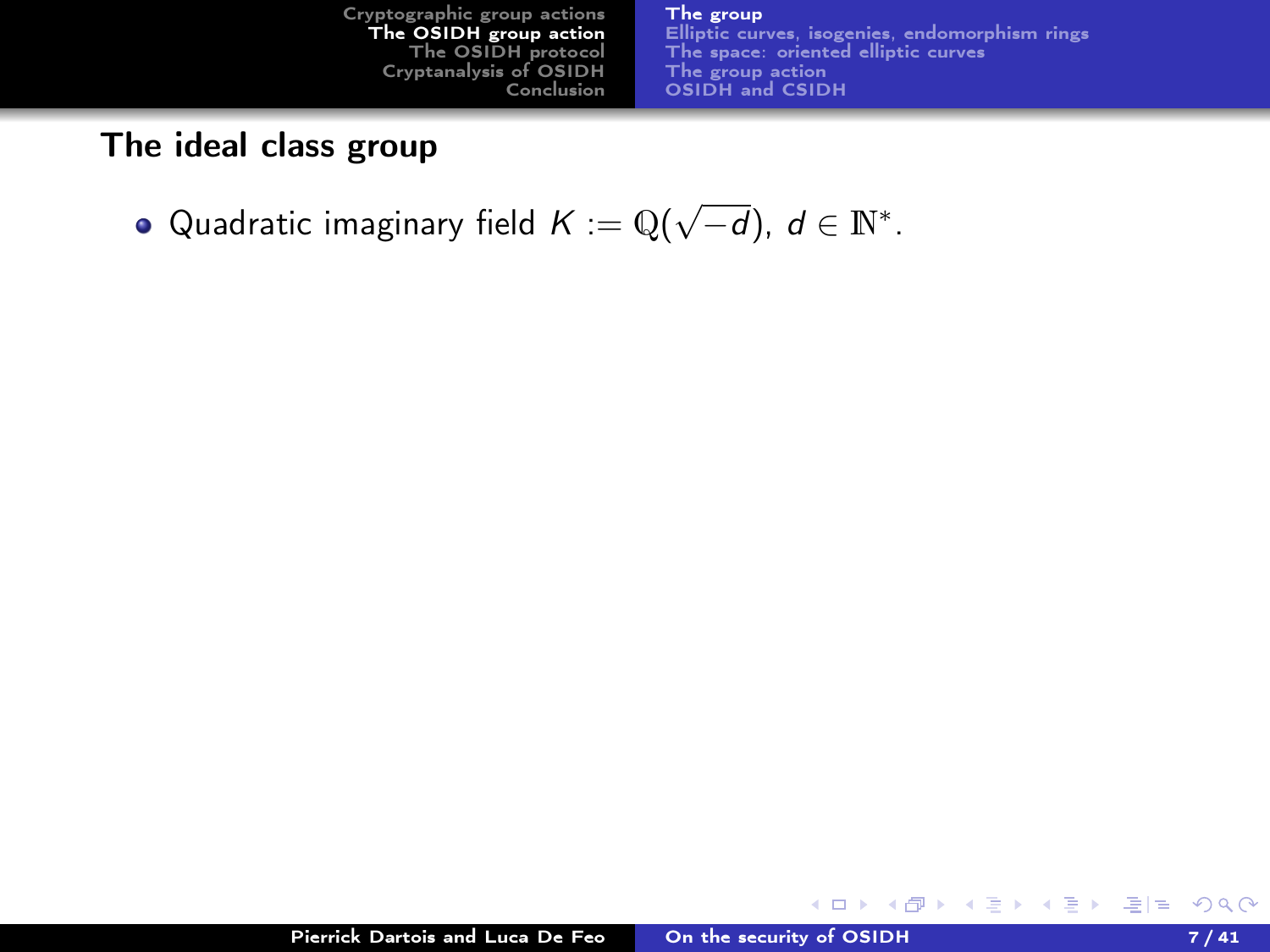## The ideal class group

- Quadratic imaginary field $K := \mathbb{Q}(\sqrt{-d})$, $d \in \mathbb{N}^*$.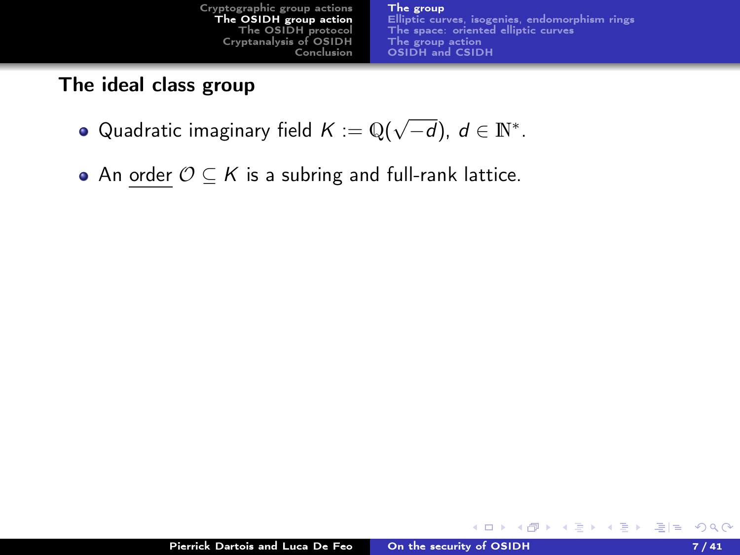## The ideal class group

- Quadratic imaginary field $K := \mathbb{Q}(\sqrt{-d})$, $d \in \mathbb{N}^*$.
- An order $\mathcal{O} \subseteq K$ is a subring and full-rank lattice.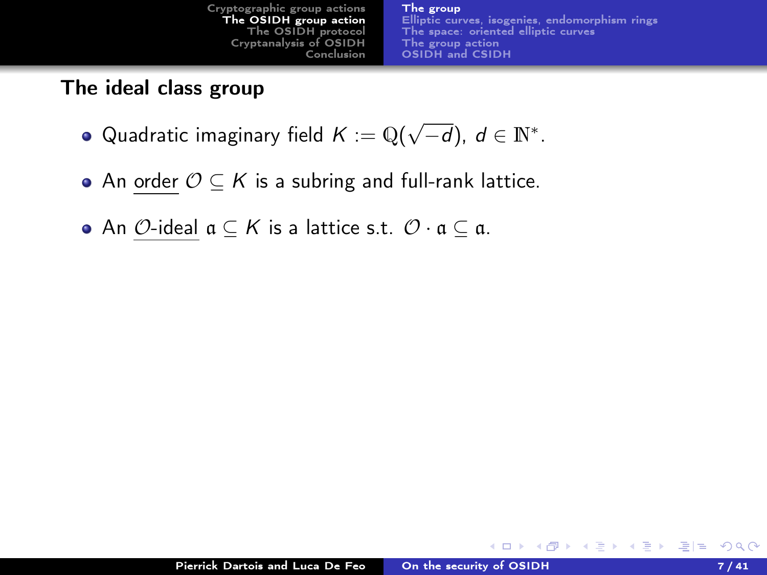## The ideal class group

- Quadratic imaginary field $K := \mathbb{Q}(\sqrt{-d})$, $d \in \mathbb{N}^*$.
- An <u>order</u> $\mathcal{O} \subseteq K$ is a subring and full-rank lattice.
- An <u>$\mathcal{O}$-ideal</u> $\mathfrak{a} \subseteq K$ is a lattice s.t. $\mathcal{O} \cdot \mathfrak{a} \subseteq \mathfrak{a}$.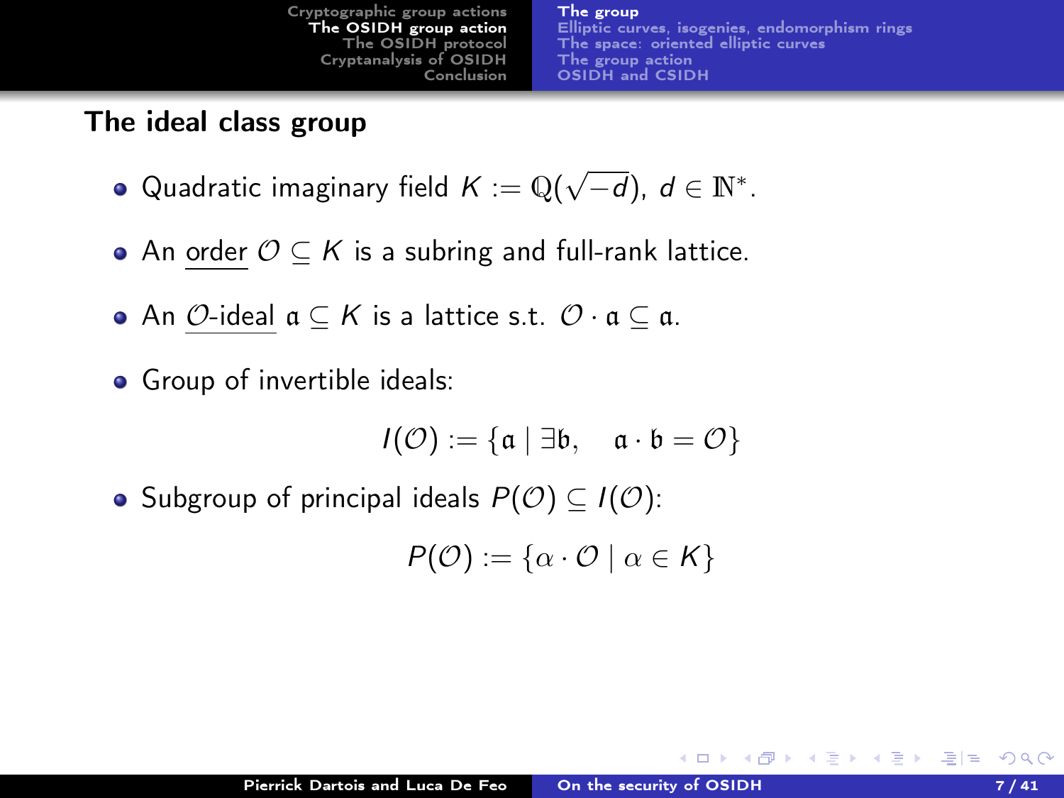## The ideal class group

- Quadratic imaginary field $K := \mathbb{Q}(\sqrt{-d})$, $d \in \mathbb{N}^*$.
- An order $\mathcal{O} \subseteq K$ is a subring and full-rank lattice.
- An $\mathcal{O}$-ideal $\mathfrak{a} \subseteq K$ is a lattice s.t. $\mathcal{O} \cdot \mathfrak{a} \subseteq \mathfrak{a}$.
- Group of invertible ideals:

$$I(\mathcal{O}) := \{\mathfrak{a} \mid \exists \mathfrak{b}, \quad \mathfrak{a} \cdot \mathfrak{b} = \mathcal{O}\}$$

- Subgroup of principal ideals $P(\mathcal{O}) \subseteq I(\mathcal{O})$:

$$P(\mathcal{O}) := \{\alpha \cdot \mathcal{O} \mid \alpha \in K\}$$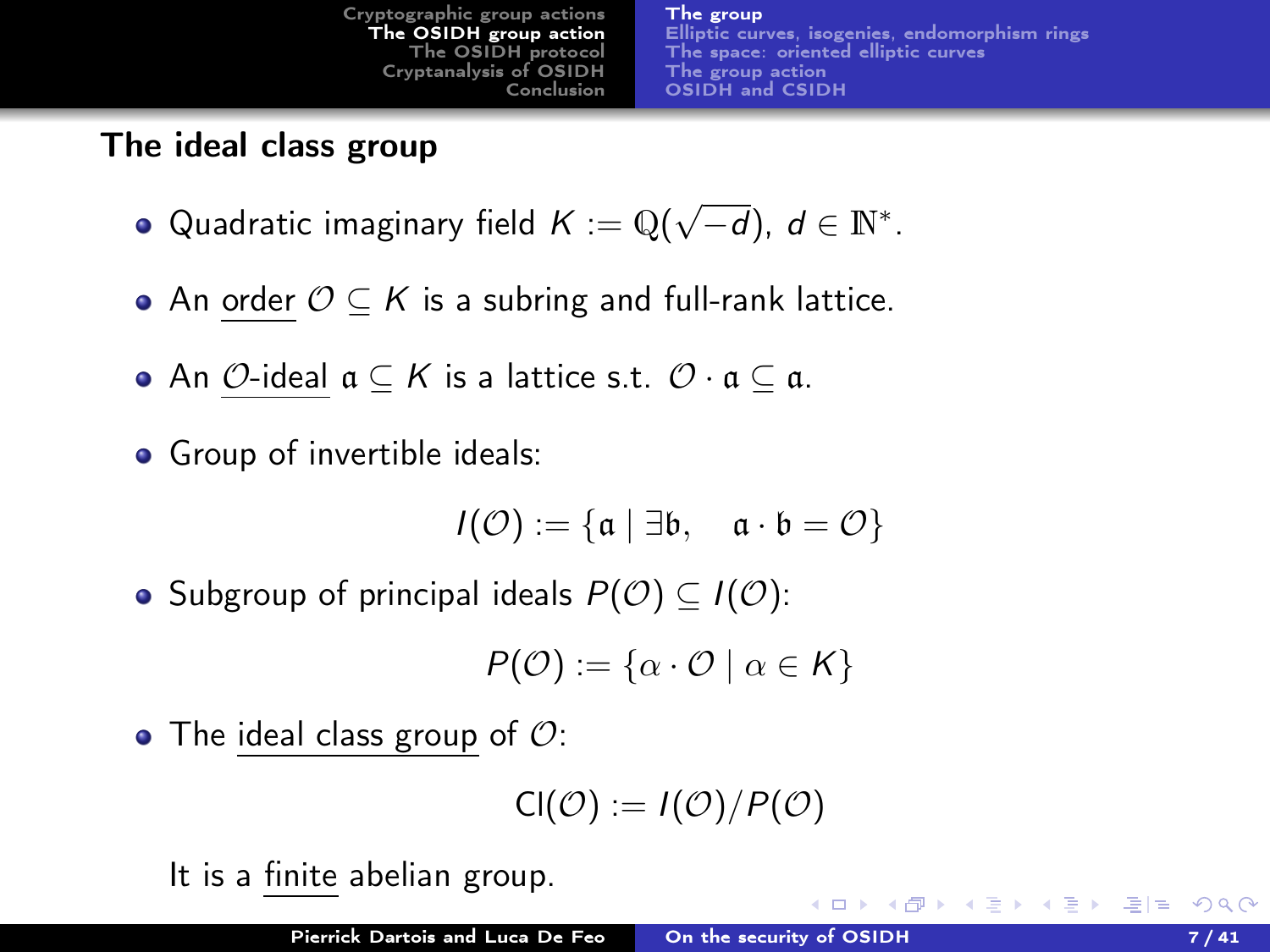## The ideal class group

- Quadratic imaginary field $K := \mathbb{Q}(\sqrt{-d})$, $d \in \mathbb{N}^*$.
- An order $\mathcal{O} \subseteq K$ is a subring and full-rank lattice.
- An $\mathcal{O}$-ideal $\mathfrak{a} \subseteq K$ is a lattice s.t. $\mathcal{O} \cdot \mathfrak{a} \subseteq \mathfrak{a}$.
- Group of invertible ideals:

$$I(\mathcal{O}) := \{\mathfrak{a} \mid \exists \mathfrak{b}, \quad \mathfrak{a} \cdot \mathfrak{b} = \mathcal{O}\}$$

- Subgroup of principal ideals $P(\mathcal{O}) \subseteq I(\mathcal{O})$:

$$P(\mathcal{O}) := \{\alpha \cdot \mathcal{O} \mid \alpha \in K\}$$

- The ideal class group of $\mathcal{O}$:

$$\mathrm{Cl}(\mathcal{O}) := I(\mathcal{O})/P(\mathcal{O})$$

  It is a finite abelian group.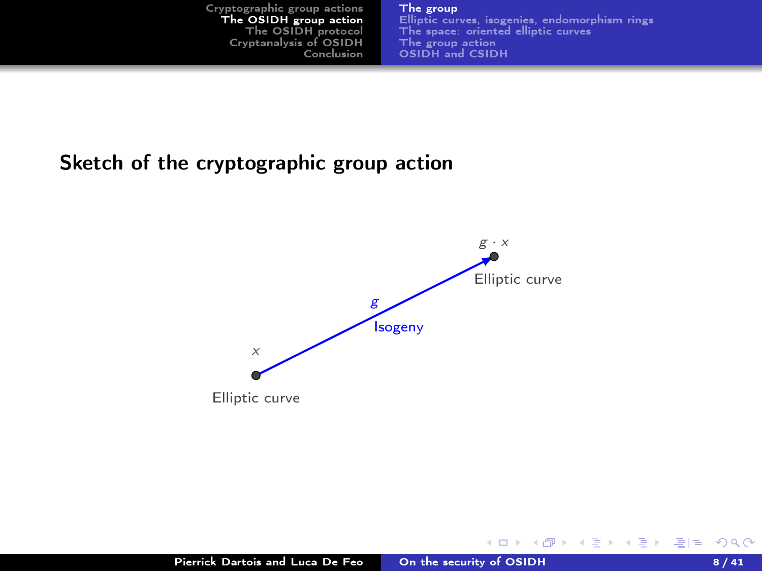## Sketch of the cryptographic group action

$g \cdot x$

Elliptic curve

$g$

Isogeny

$x$

Elliptic curve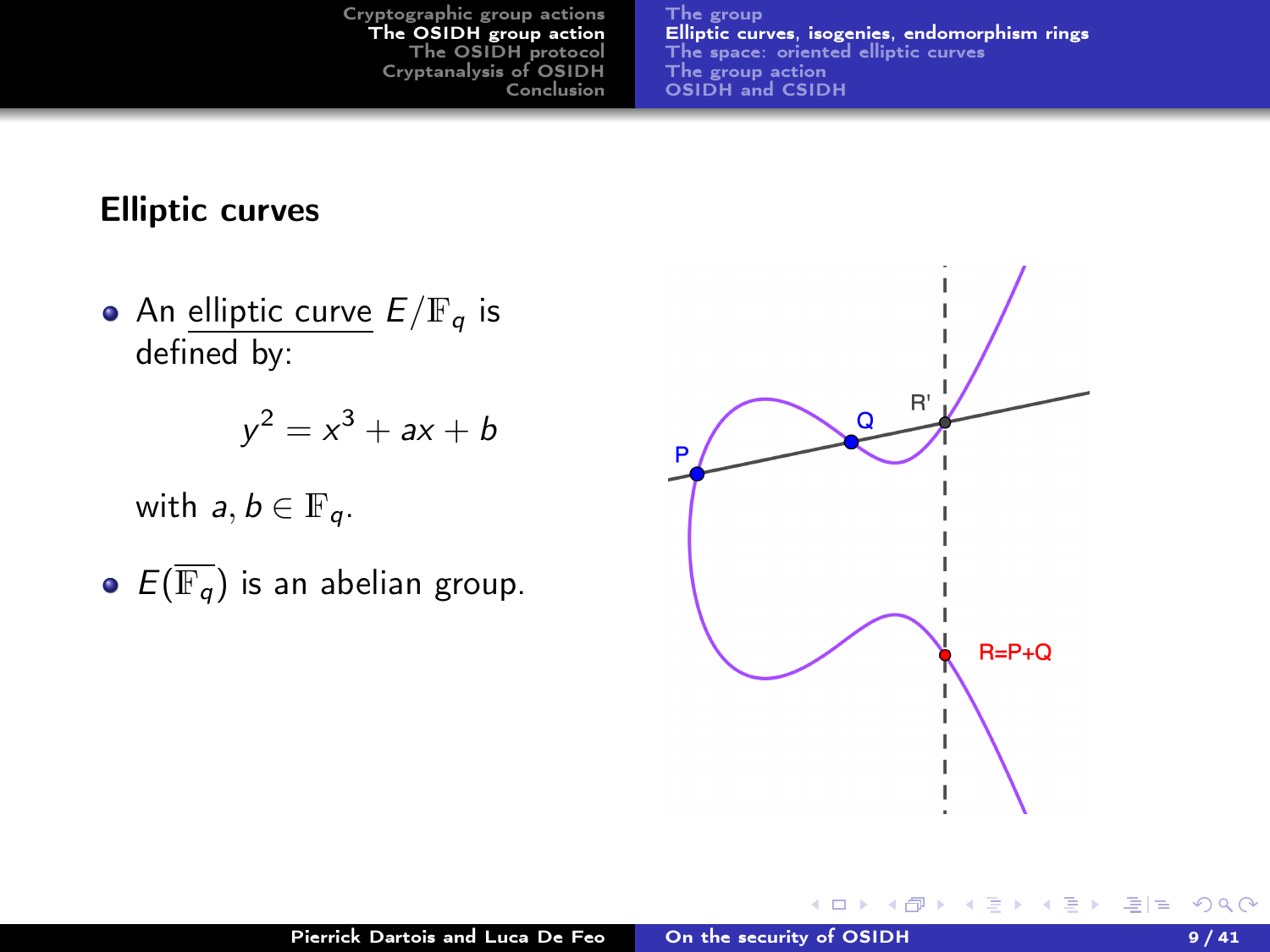## Elliptic curves

- An elliptic curve $E/\mathbb{F}_q$ is defined by:

$$y^2 = x^3 + ax + b$$

with $a, b \in \mathbb{F}_q$.

- $E(\overline{\mathbb{F}_q})$ is an abelian group.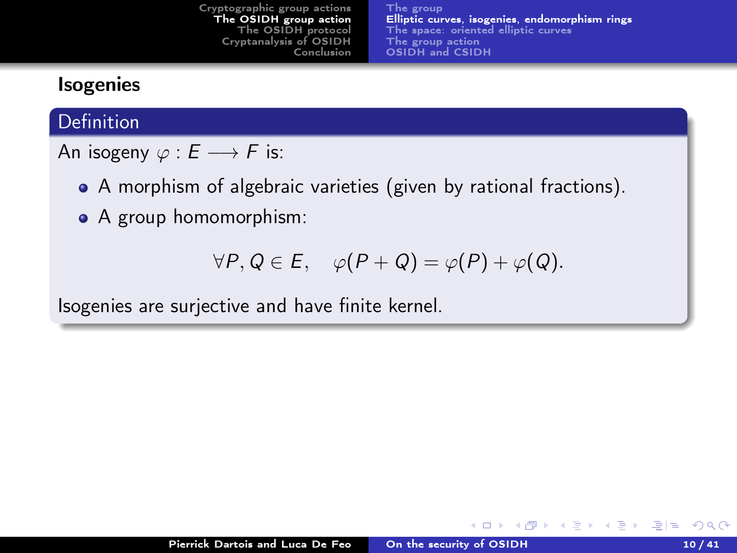## Isogenies

### Definition

An isogeny $\varphi : E \longrightarrow F$ is:

- A morphism of algebraic varieties (given by rational fractions).
- A group homomorphism:

$$\forall P, Q \in E, \quad \varphi(P + Q) = \varphi(P) + \varphi(Q).$$

Isogenies are surjective and have finite kernel.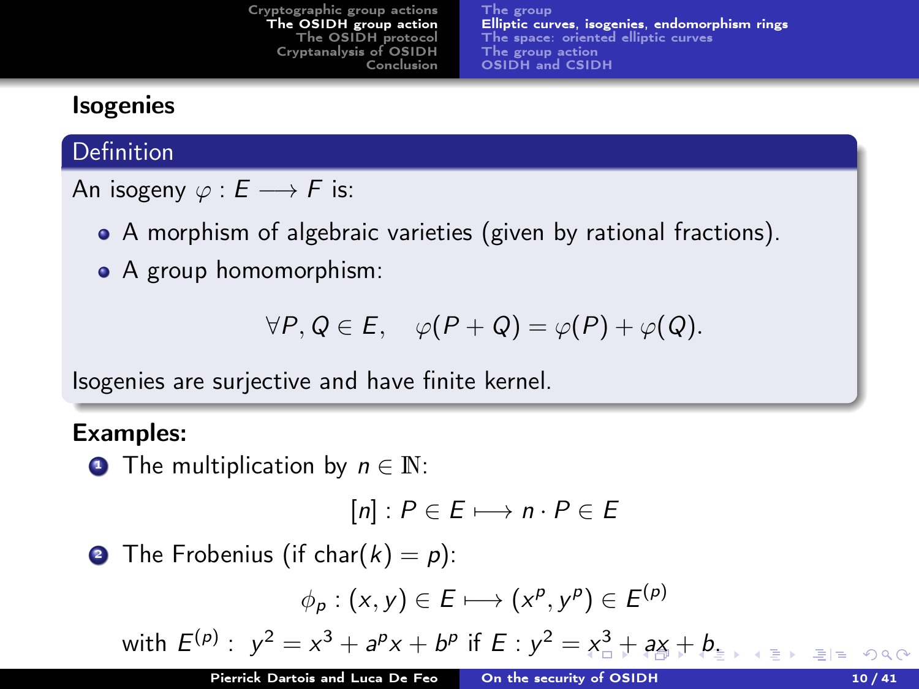## Isogenies

### Definition

An isogeny $\varphi : E \longrightarrow F$ is:

- A morphism of algebraic varieties (given by rational fractions).
- A group homomorphism:

$$\forall P, Q \in E, \quad \varphi(P+Q) = \varphi(P) + \varphi(Q).$$

Isogenies are surjective and have finite kernel.

**Examples:**

1. The multiplication by $n \in \mathbb{N}$:

$$[n] : P \in E \longmapsto n \cdot P \in E$$

2. The Frobenius (if $\mathrm{char}(k) = p$):

$$\phi_p : (x, y) \in E \longmapsto (x^p, y^p) \in E^{(p)}$$

with $E^{(p)} : \; y^2 = x^3 + a^p x + b^p$ if $E : y^2 = x^3 + ax + b$.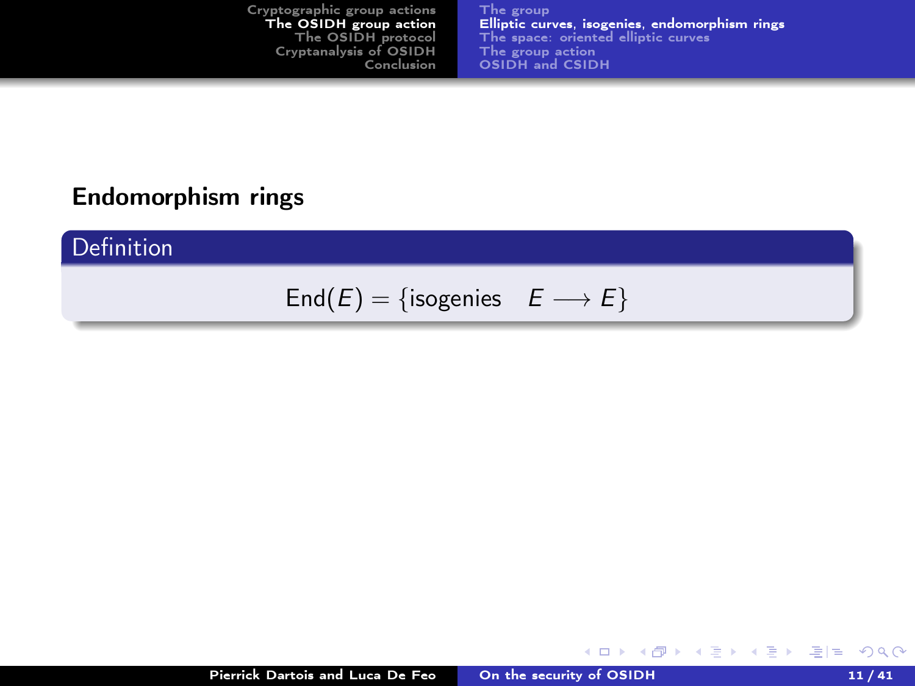## Endomorphism rings

**Definition**

$$\mathrm{End}(E) = \{\text{isogenies} \quad E \longrightarrow E\}$$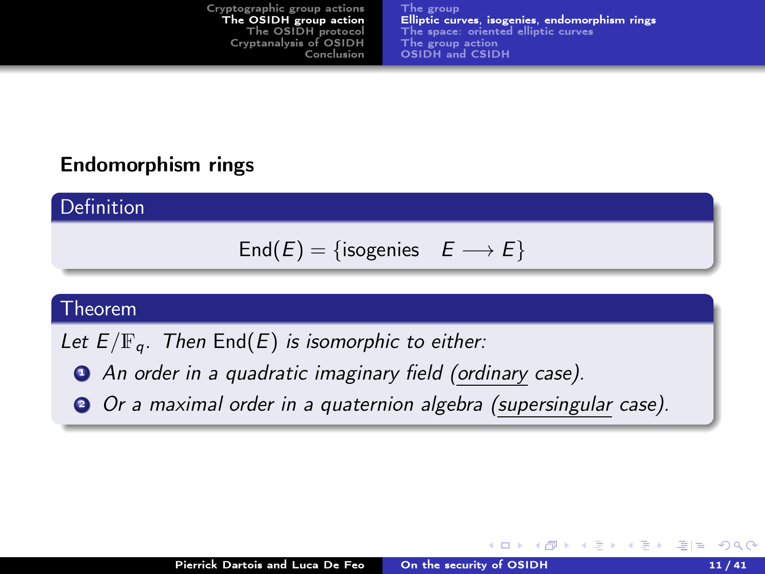## Endomorphism rings

**Definition**

$$\text{End}(E) = \{\text{isogenies} \quad E \longrightarrow E\}$$

**Theorem**

*Let $E/\mathbb{F}_q$. Then $\text{End}(E)$ is isomorphic to either:*

1. *An order in a quadratic imaginary field (ordinary case).*
2. *Or a maximal order in a quaternion algebra (supersingular case).*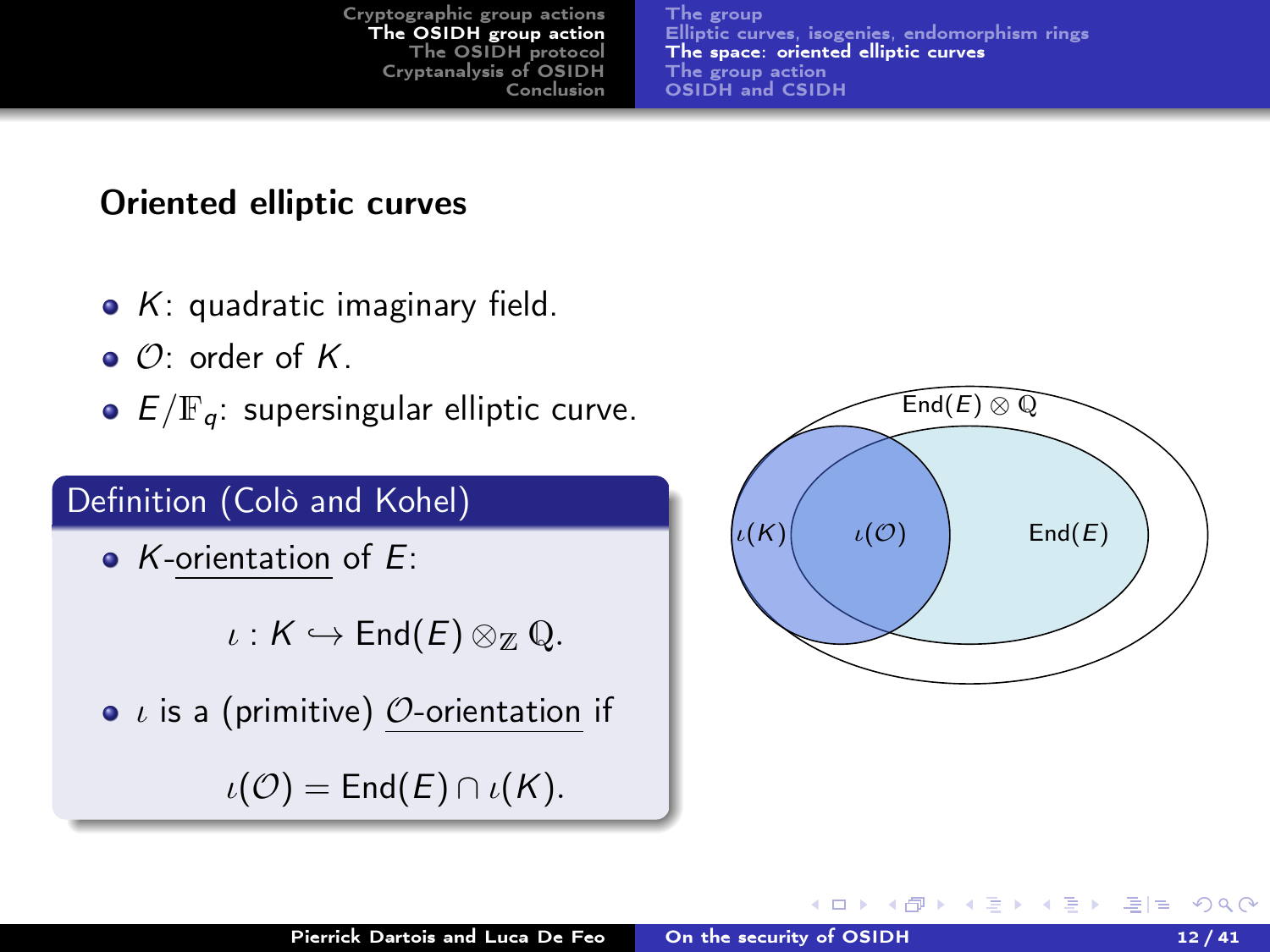## Oriented elliptic curves

- $K$: quadratic imaginary field.
- $\mathcal{O}$: order of $K$.
- $E/\mathbb{F}_q$: supersingular elliptic curve.

**Definition (Colò and Kohel)**

- $K$-orientation of $E$:

$$\iota : K \hookrightarrow \mathrm{End}(E) \otimes_{\mathbb{Z}} \mathbb{Q}.$$

- $\iota$ is a (primitive) $\mathcal{O}$-orientation if

$$\iota(\mathcal{O}) = \mathrm{End}(E) \cap \iota(K).$$

$\mathrm{End}(E) \otimes \mathbb{Q}$

$\iota(K)$ $\iota(\mathcal{O})$ $\mathrm{End}(E)$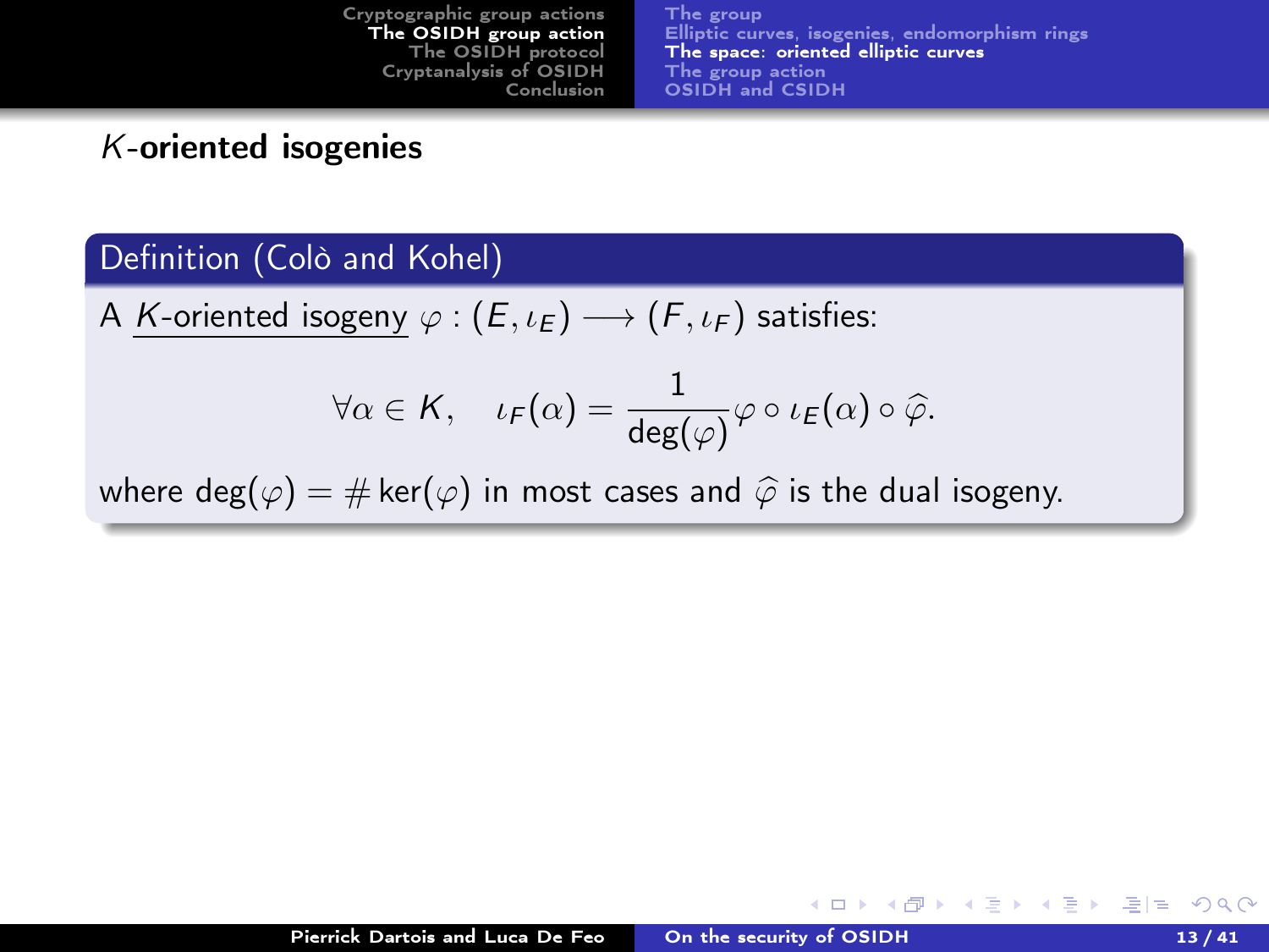## $K$-oriented isogenies

**Definition (Colò and Kohel)**

A <u>$K$-oriented isogeny</u> $\varphi : (E, \iota_E) \longrightarrow (F, \iota_F)$ satisfies:

$$\forall \alpha \in K, \quad \iota_F(\alpha) = \frac{1}{\deg(\varphi)} \varphi \circ \iota_E(\alpha) \circ \widehat{\varphi}.$$

where $\deg(\varphi) = \# \ker(\varphi)$ in most cases and $\widehat{\varphi}$ is the dual isogeny.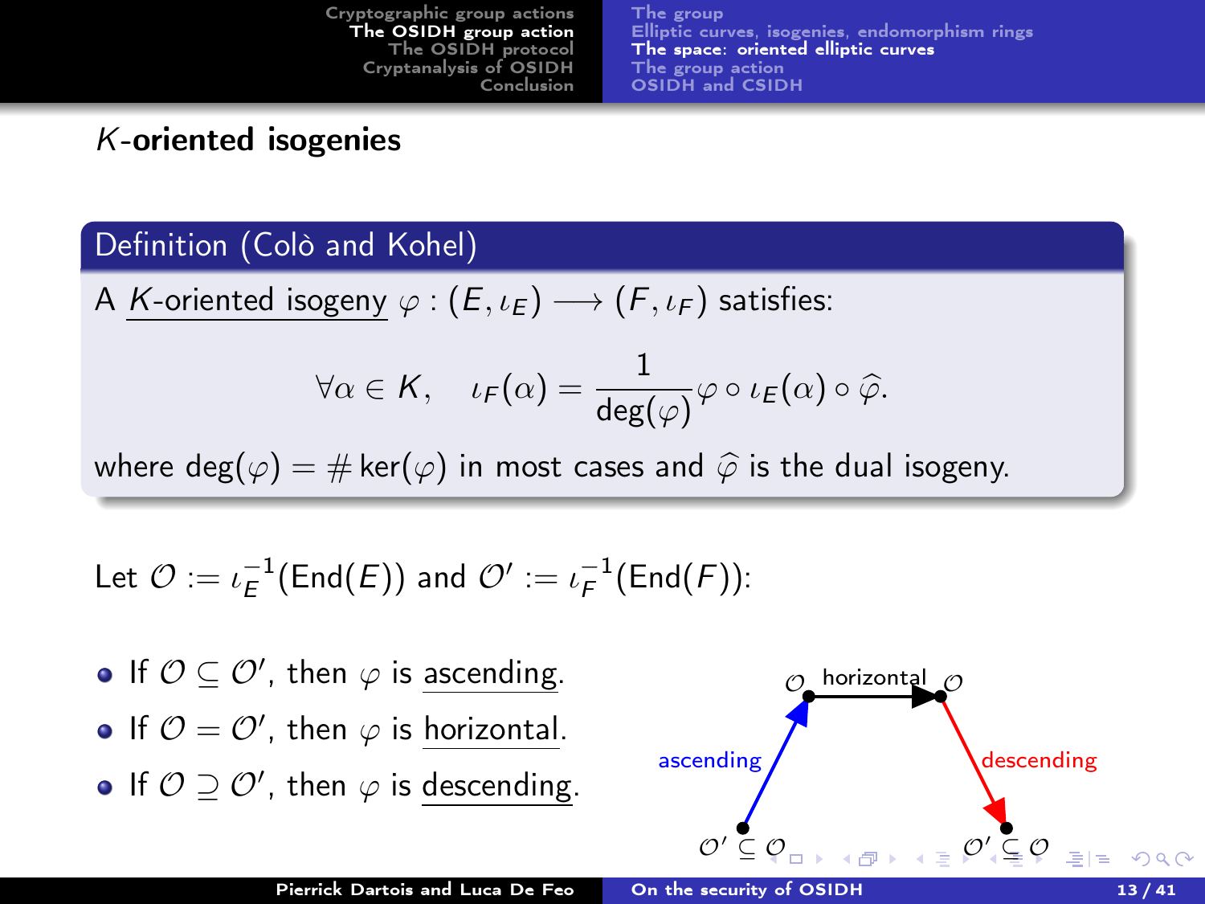## $K$-oriented isogenies

**Definition (Colò and Kohel)**

A <u>$K$-oriented isogeny</u> $\varphi : (E, \iota_E) \longrightarrow (F, \iota_F)$ satisfies:

$$\forall \alpha \in K, \quad \iota_F(\alpha) = \frac{1}{\deg(\varphi)} \varphi \circ \iota_E(\alpha) \circ \widehat{\varphi}.$$

where $\deg(\varphi) = \# \ker(\varphi)$ in most cases and $\widehat{\varphi}$ is the dual isogeny.

Let $\mathcal{O} := \iota_E^{-1}(\mathrm{End}(E))$ and $\mathcal{O}' := \iota_F^{-1}(\mathrm{End}(F))$:

- If $\mathcal{O} \subsetneq \mathcal{O}'$, then $\varphi$ is <u>ascending</u>.
- If $\mathcal{O} = \mathcal{O}'$, then $\varphi$ is <u>horizontal</u>.
- If $\mathcal{O} \supsetneq \mathcal{O}'$, then $\varphi$ is <u>descending</u>.

Diagram: ascending from $\mathcal{O}' \subsetneq \mathcal{O}$ to $\mathcal{O}$; horizontal from $\mathcal{O}$ to $\mathcal{O}$; descending from $\mathcal{O}$ to $\mathcal{O}' \subsetneq \mathcal{O}$.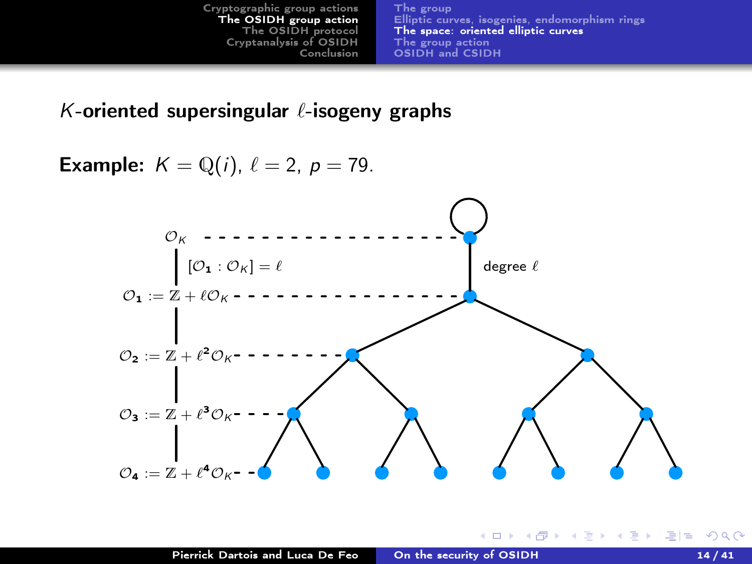## $K$-oriented supersingular $\ell$-isogeny graphs

**Example:** $K = \mathbb{Q}(i)$, $\ell = 2$, $p = 79$.

$\mathcal{O}_K$

$[\mathcal{O}_1 : \mathcal{O}_K] = \ell$

$\mathcal{O}_1 := \mathbb{Z} + \ell\mathcal{O}_K$

$\mathcal{O}_2 := \mathbb{Z} + \ell^2\mathcal{O}_K$

$\mathcal{O}_3 := \mathbb{Z} + \ell^3\mathcal{O}_K$

$\mathcal{O}_4 := \mathbb{Z} + \ell^4\mathcal{O}_K$

degree $\ell$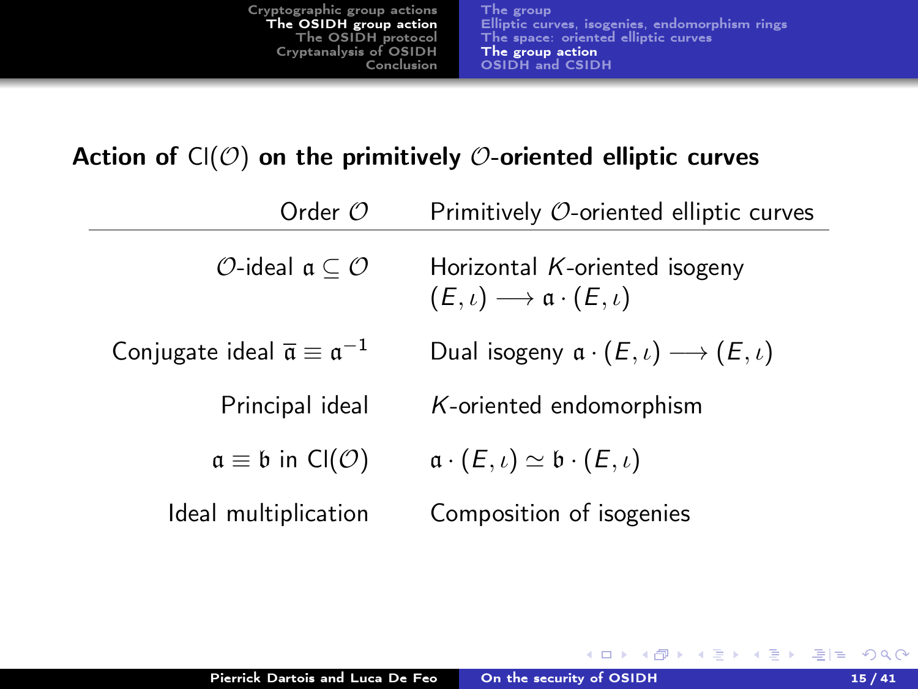## Action of $\mathrm{Cl}(\mathcal{O})$ on the primitively $\mathcal{O}$-oriented elliptic curves

| Order $\mathcal{O}$ | Primitively $\mathcal{O}$-oriented elliptic curves |
| --- | --- |
| $\mathcal{O}$-ideal $\mathfrak{a} \subseteq \mathcal{O}$ | Horizontal $K$-oriented isogeny $(E, \iota) \longrightarrow \mathfrak{a} \cdot (E, \iota)$ |
| Conjugate ideal $\overline{\mathfrak{a}} \equiv \mathfrak{a}^{-1}$ | Dual isogeny $\mathfrak{a} \cdot (E, \iota) \longrightarrow (E, \iota)$ |
| Principal ideal | $K$-oriented endomorphism |
| $\mathfrak{a} \equiv \mathfrak{b}$ in $\mathrm{Cl}(\mathcal{O})$ | $\mathfrak{a} \cdot (E, \iota) \simeq \mathfrak{b} \cdot (E, \iota)$ |
| Ideal multiplication | Composition of isogenies |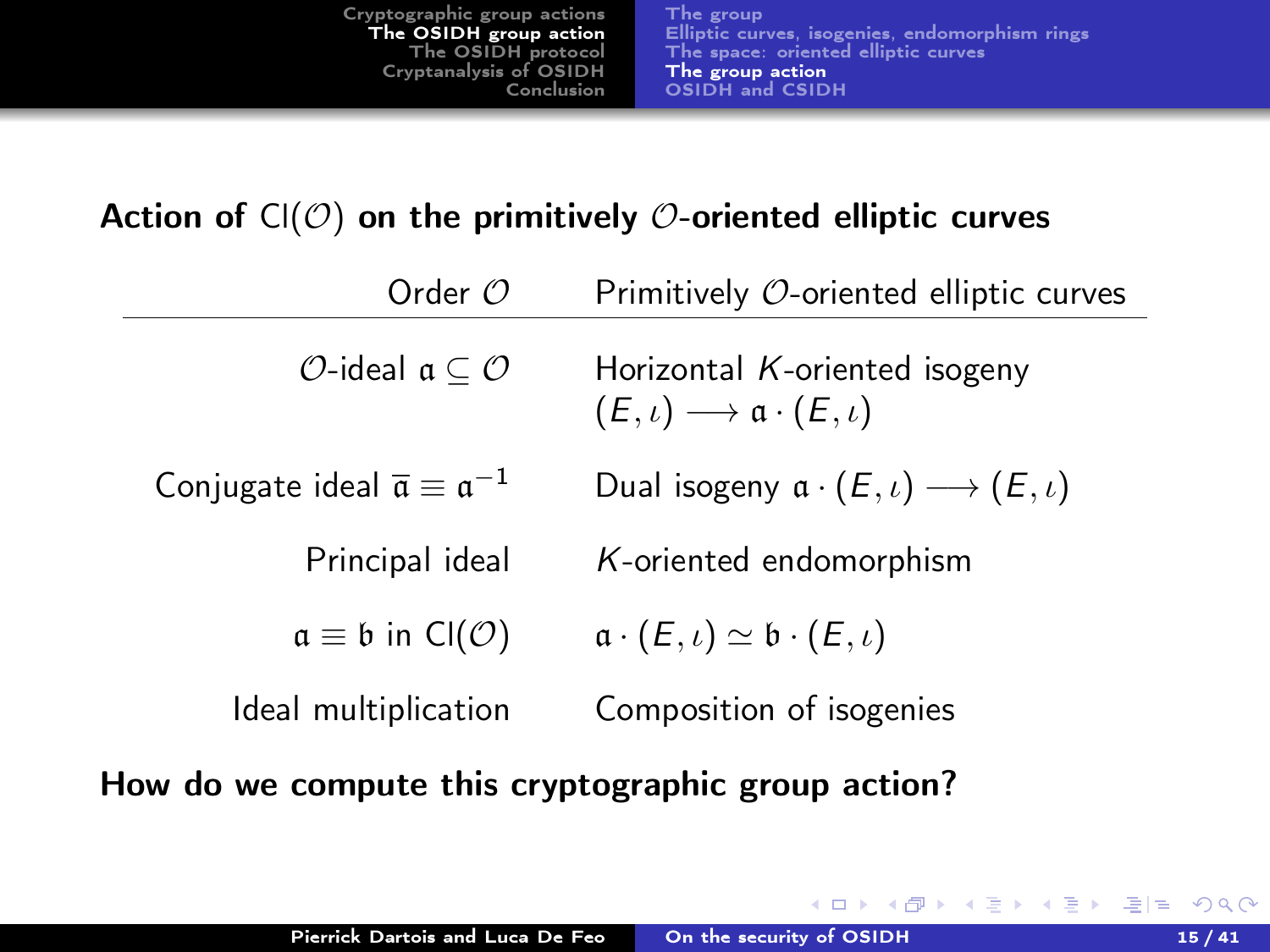## Action of $\mathrm{Cl}(\mathcal{O})$ on the primitively $\mathcal{O}$-oriented elliptic curves

| Order $\mathcal{O}$ | Primitively $\mathcal{O}$-oriented elliptic curves |
|---|---|
| $\mathcal{O}$-ideal $\mathfrak{a} \subseteq \mathcal{O}$ | Horizontal $K$-oriented isogeny $(E, \iota) \longrightarrow \mathfrak{a} \cdot (E, \iota)$ |
| Conjugate ideal $\overline{\mathfrak{a}} \equiv \mathfrak{a}^{-1}$ | Dual isogeny $\mathfrak{a} \cdot (E, \iota) \longrightarrow (E, \iota)$ |
| Principal ideal | $K$-oriented endomorphism |
| $\mathfrak{a} \equiv \mathfrak{b}$ in $\mathrm{Cl}(\mathcal{O})$ | $\mathfrak{a} \cdot (E, \iota) \simeq \mathfrak{b} \cdot (E, \iota)$ |
| Ideal multiplication | Composition of isogenies |

**How do we compute this cryptographic group action?**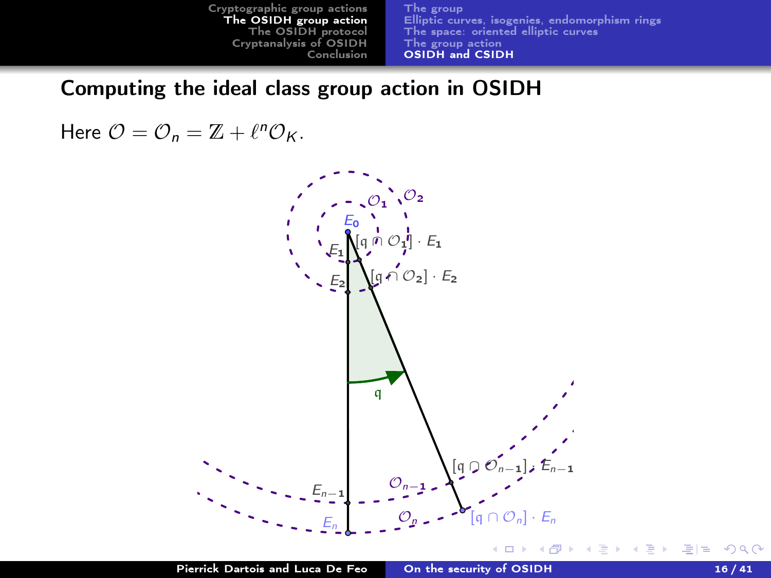## Computing the ideal class group action in OSIDH

Here $\mathcal{O} = \mathcal{O}_n = \mathbb{Z} + \ell^n \mathcal{O}_K$.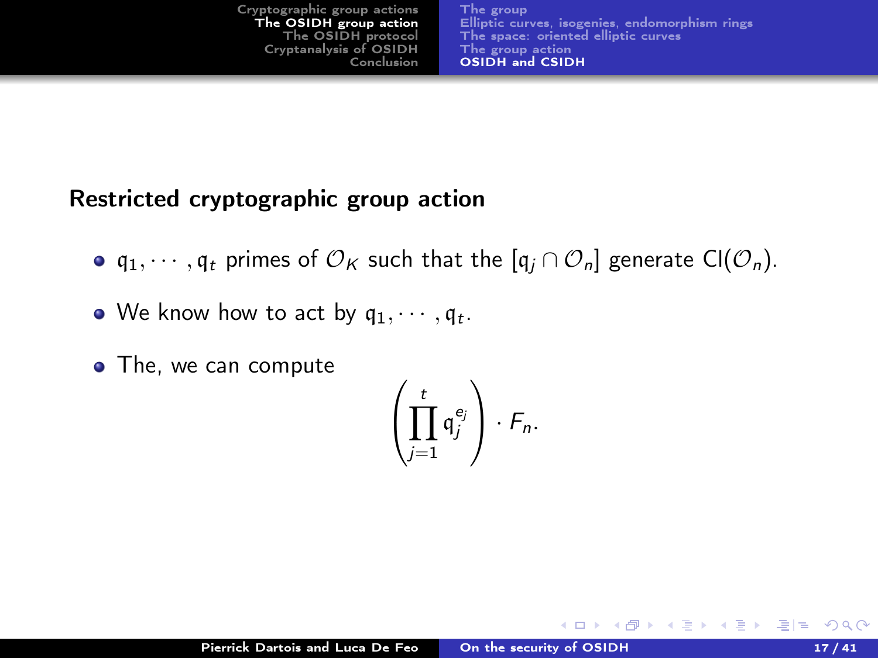## Restricted cryptographic group action

- $\mathfrak{q}_1, \cdots, \mathfrak{q}_t$ primes of $\mathcal{O}_K$ such that the $[\mathfrak{q}_j \cap \mathcal{O}_n]$ generate $\mathrm{Cl}(\mathcal{O}_n)$.
- We know how to act by $\mathfrak{q}_1, \cdots, \mathfrak{q}_t$.
- The, we can compute

$$\left(\prod_{j=1}^{t} \mathfrak{q}_j^{e_j}\right) \cdot F_n.$$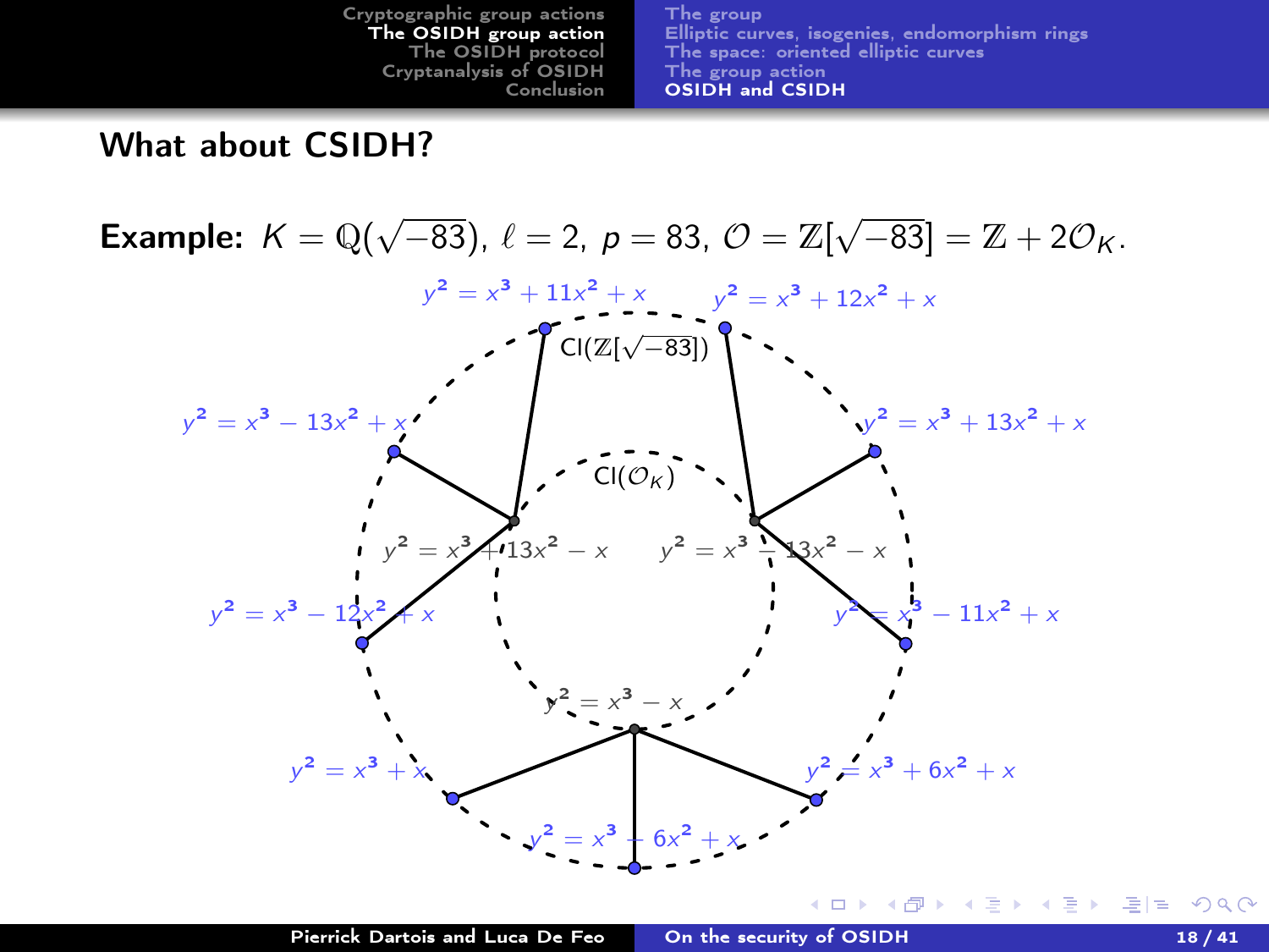## What about CSIDH?

**Example:** $K = \mathbb{Q}(\sqrt{-83})$, $\ell = 2$, $p = 83$, $\mathcal{O} = \mathbb{Z}[\sqrt{-83}] = \mathbb{Z} + 2\mathcal{O}_K$.

$\mathrm{Cl}(\mathbb{Z}[\sqrt{-83}])$

$\mathrm{Cl}(\mathcal{O}_K)$

$y^2 = x^3 + 11x^2 + x$

$y^2 = x^3 + 12x^2 + x$

$y^2 = x^3 - 13x^2 + x$

$y^2 = x^3 + 13x^2 + x$

$y^2 = x^3 + 13x^2 - x$

$y^2 = x^3 - 13x^2 - x$

$y^2 = x^3 - 12x^2 + x$

$y^2 = x^3 - 11x^2 + x$

$y^2 = x^3 - x$

$y^2 = x^3 + x$

$y^2 = x^3 + 6x^2 + x$

$y^2 = x^3 - 6x^2 + x$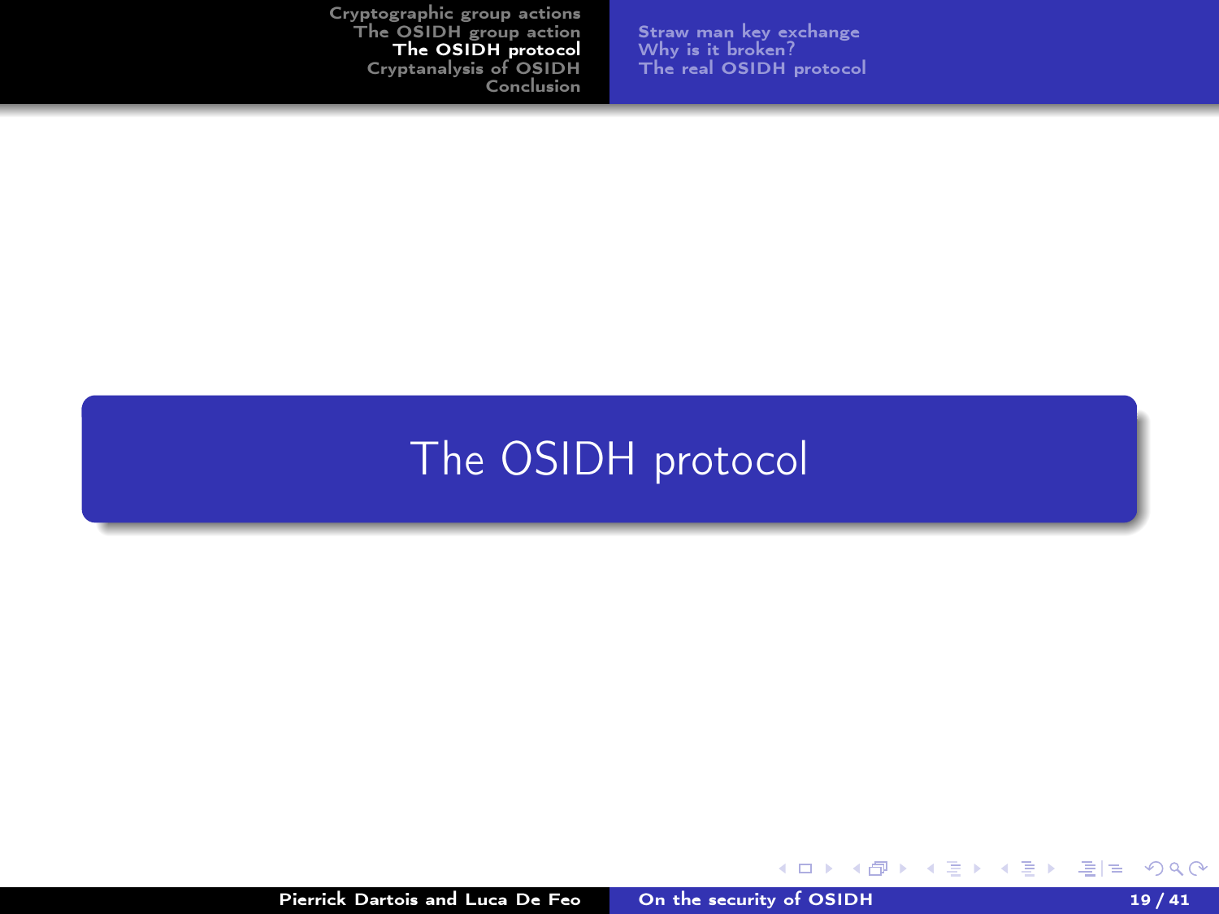# The OSIDH protocol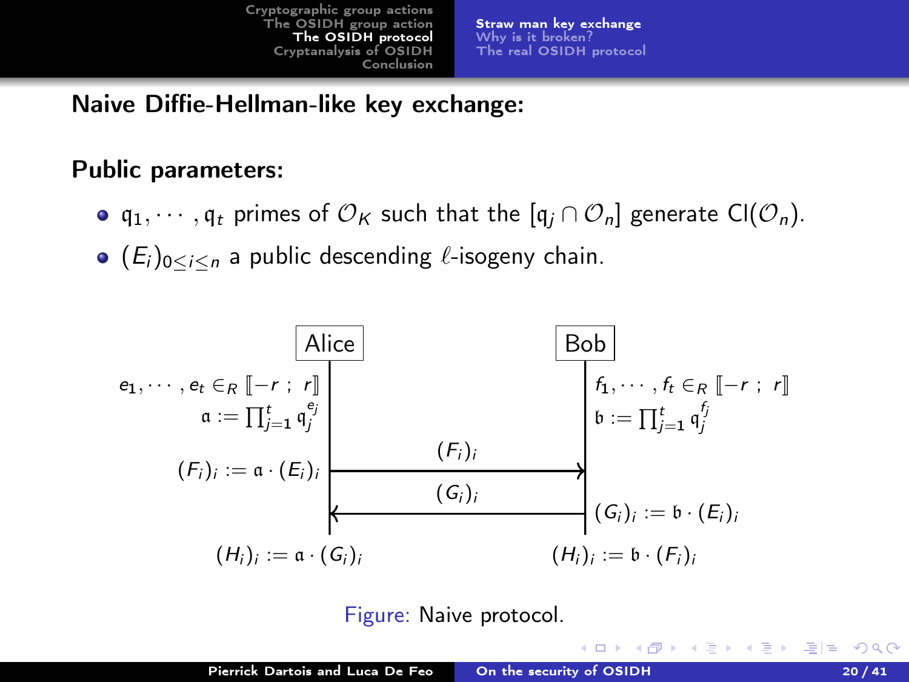## Naive Diffie-Hellman-like key exchange:

**Public parameters:**

- $\mathfrak{q}_1, \cdots, \mathfrak{q}_t$ primes of $\mathcal{O}_K$ such that the $[\mathfrak{q}_j \cap \mathcal{O}_n]$ generate $\mathrm{Cl}(\mathcal{O}_n)$.
- $(E_i)_{0 \leq i \leq n}$ a public descending $\ell$-isogeny chain.

**Alice**

$e_1, \cdots, e_t \in_R [\![-r\ ;\ r]\!]$

$\mathfrak{a} := \prod_{j=1}^{t} \mathfrak{q}_j^{e_j}$

$(F_i)_i := \mathfrak{a} \cdot (E_i)_i$

Alice → Bob: $(F_i)_i$

**Bob**

$f_1, \cdots, f_t \in_R [\![-r\ ;\ r]\!]$

$\mathfrak{b} := \prod_{j=1}^{t} \mathfrak{q}_j^{f_j}$

$(G_i)_i := \mathfrak{b} \cdot (E_i)_i$

Bob → Alice: $(G_i)_i$

Alice: $(H_i)_i := \mathfrak{a} \cdot (G_i)_i$

Bob: $(H_i)_i := \mathfrak{b} \cdot (F_i)_i$

Figure: Naive protocol.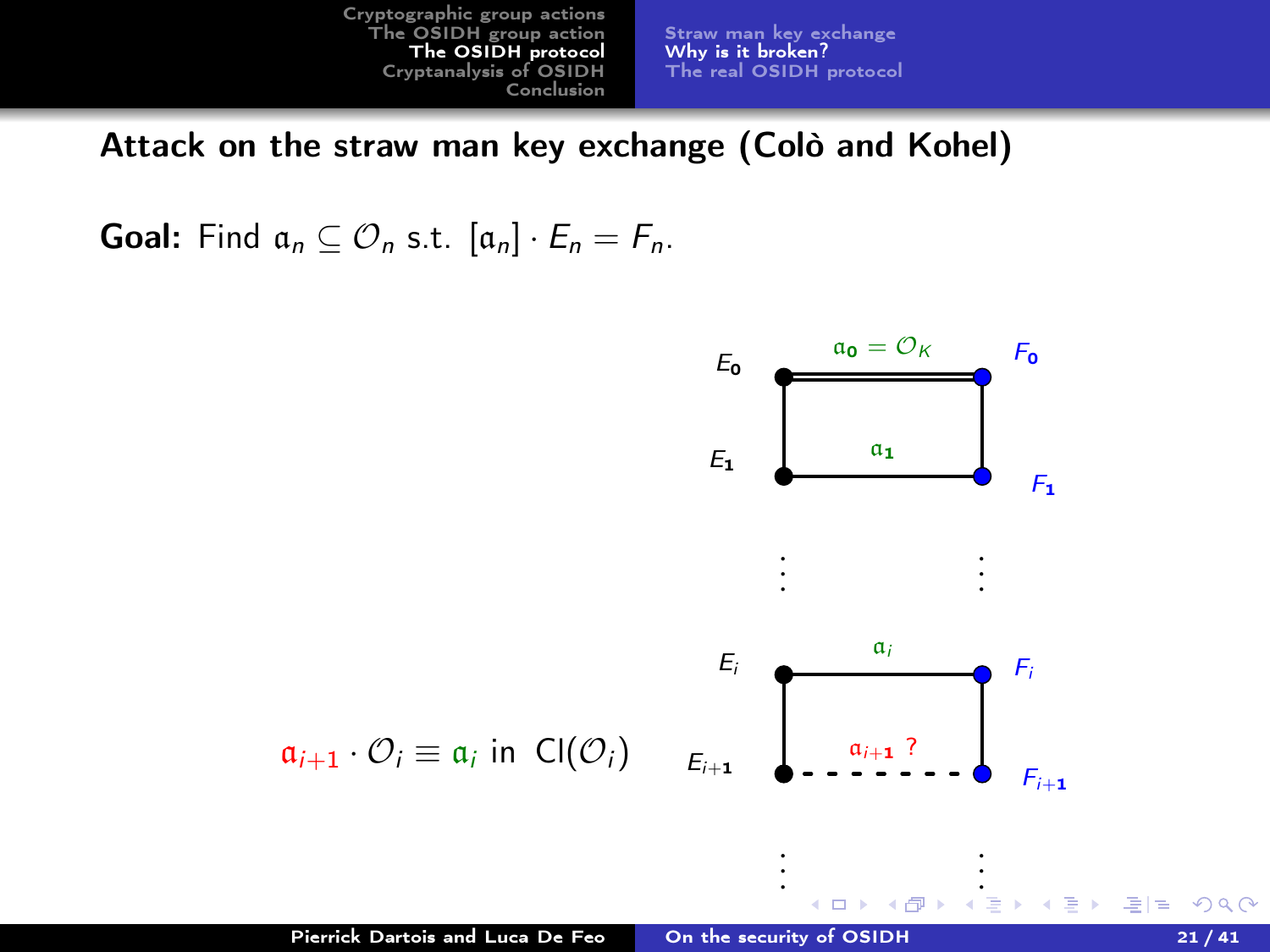## Attack on the straw man key exchange (Colò and Kohel)

**Goal:** Find $\mathfrak{a}_n \subseteq \mathcal{O}_n$ s.t. $[\mathfrak{a}_n] \cdot E_n = F_n$.

$E_0$ — $\mathfrak{a}_0 = \mathcal{O}_K$ — $F_0$

$E_1$ — $\mathfrak{a}_1$ — $F_1$

⋮

$E_i$ — $\mathfrak{a}_i$ — $F_i$

$E_{i+1}$ — $\mathfrak{a}_{i+1}$ ? — $F_{i+1}$

⋮

$$\mathfrak{a}_{i+1} \cdot \mathcal{O}_i \equiv \mathfrak{a}_i \text{ in } \mathrm{Cl}(\mathcal{O}_i)$$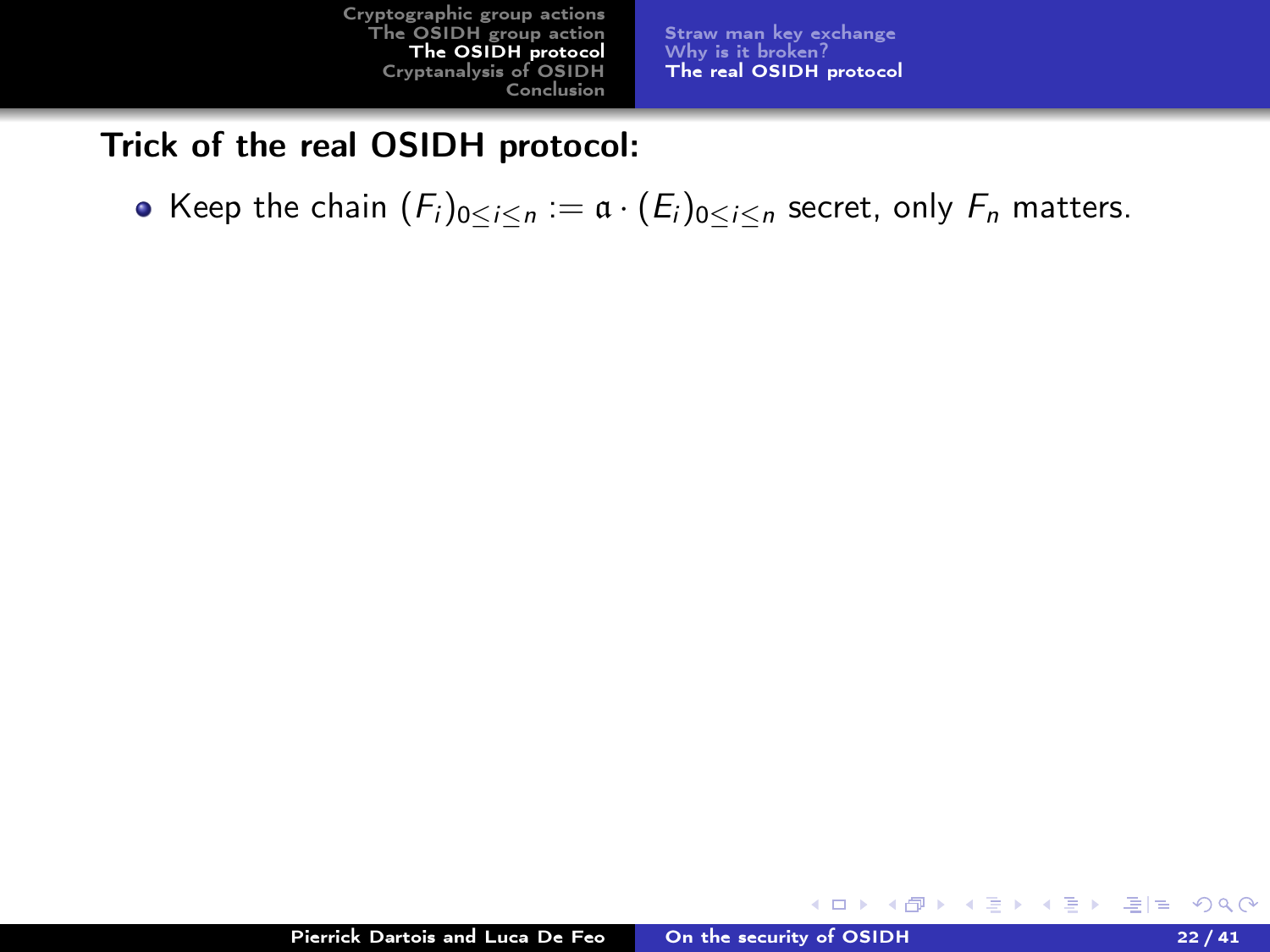**Trick of the real OSIDH protocol:**

- Keep the chain $(F_i)_{0\leq i\leq n} := \mathfrak{a}\cdot(E_i)_{0\leq i\leq n}$ secret, only $F_n$ matters.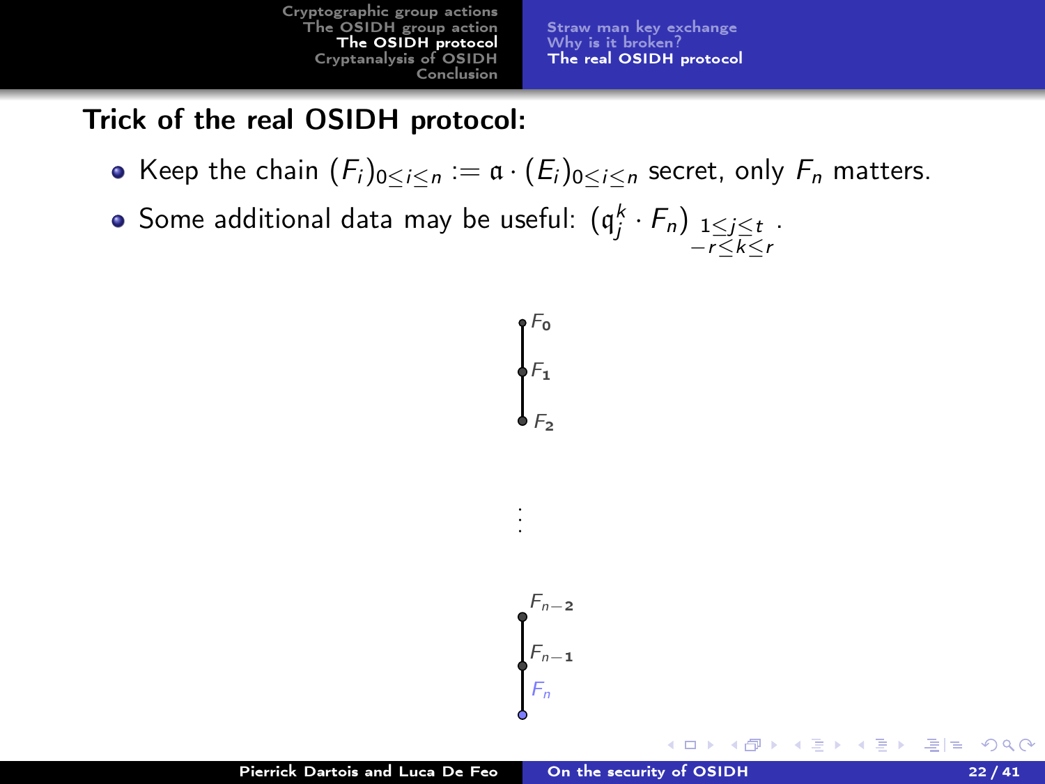## Trick of the real OSIDH protocol:

- Keep the chain $(F_i)_{0\leq i\leq n} := \mathfrak{a}\cdot(E_i)_{0\leq i\leq n}$ secret, only $F_n$ matters.
- Some additional data may be useful: $\left(\mathfrak{q}_j^k \cdot F_n\right)_{\substack{1\leq j\leq t\\ -r\leq k\leq r}}$.

$F_0$

$F_1$

$F_2$

$\vdots$

$F_{n-2}$

$F_{n-1}$

$F_n$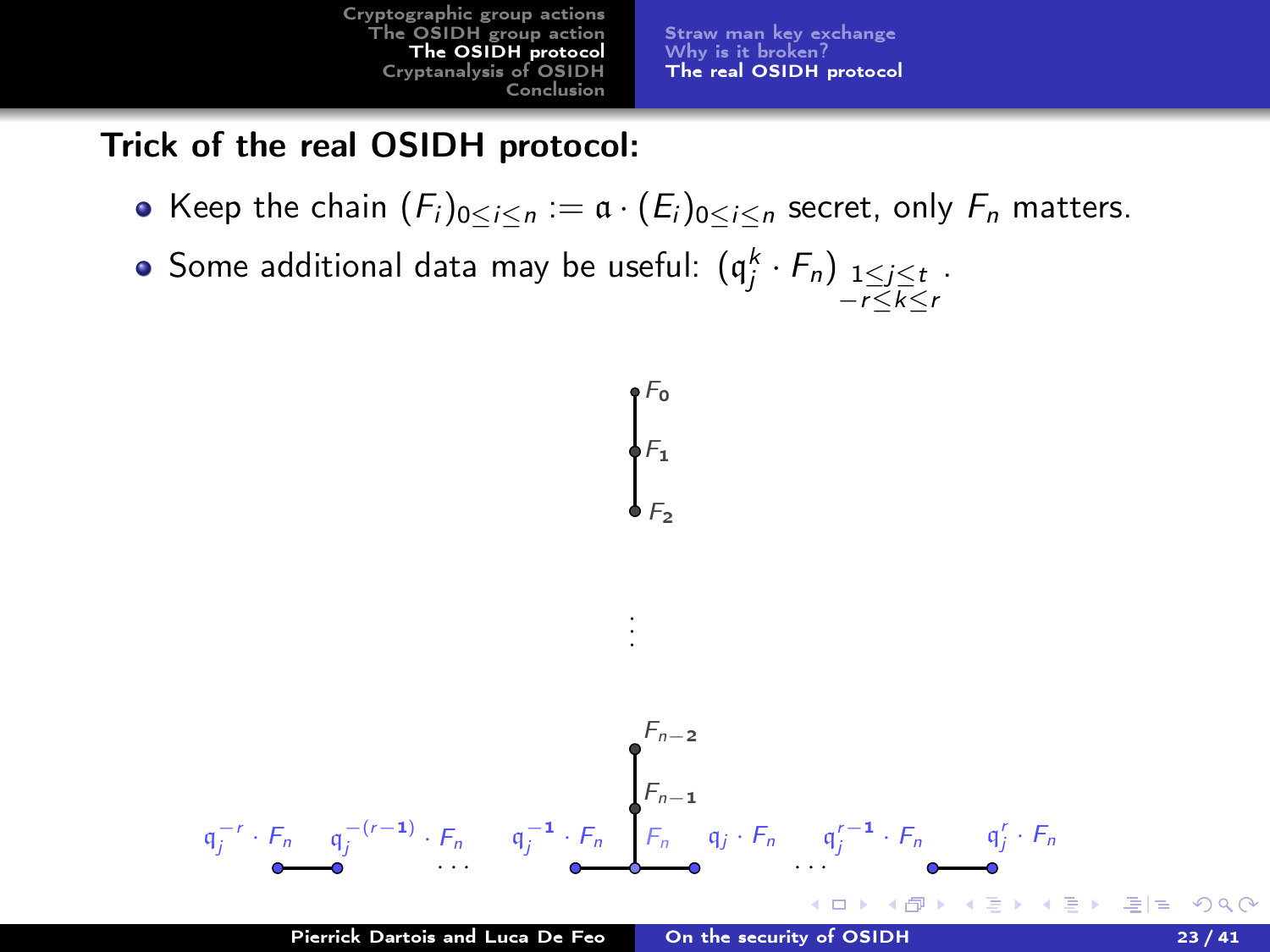## Trick of the real OSIDH protocol:

- Keep the chain $(F_i)_{0\leq i\leq n} := \mathfrak{a}\cdot(E_i)_{0\leq i\leq n}$ secret, only $F_n$ matters.
- Some additional data may be useful: $\left(\mathfrak{q}_j^k \cdot F_n\right)_{\substack{1\leq j\leq t \\ -r\leq k\leq r}}$.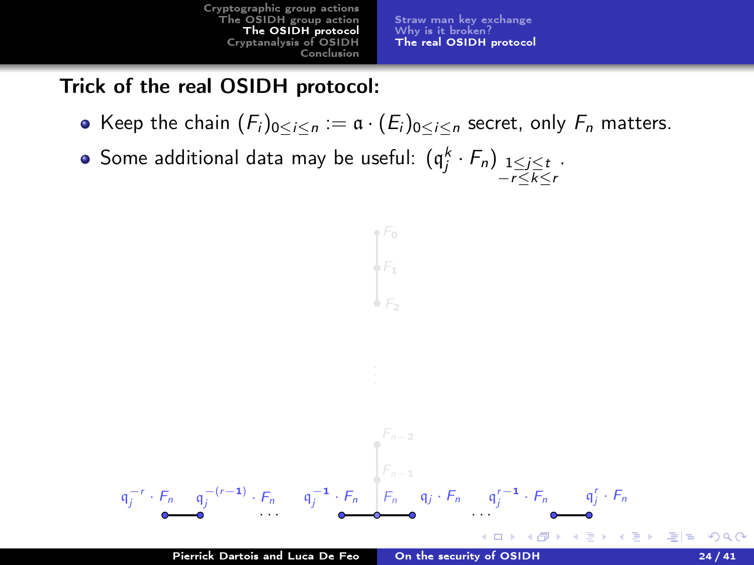## Trick of the real OSIDH protocol:

- Keep the chain $(F_i)_{0 \leq i \leq n} := \mathfrak{a} \cdot (E_i)_{0 \leq i \leq n}$ secret, only $F_n$ matters.
- Some additional data may be useful: $\left(\mathfrak{q}_j^k \cdot F_n\right)_{\substack{1 \leq j \leq t \\ -r \leq k \leq r}}$.

$F_0$

$F_1$

$F_2$

$\vdots$

$F_{n-2}$

$F_{n-1}$

$\mathfrak{q}_j^{-r} \cdot F_n$ $\mathfrak{q}_j^{-(r-1)} \cdot F_n$ $\cdots$ $\mathfrak{q}_j^{-1} \cdot F_n$ $F_n$ $\mathfrak{q}_j \cdot F_n$ $\cdots$ $\mathfrak{q}_j^{r-1} \cdot F_n$ $\mathfrak{q}_j^{r} \cdot F_n$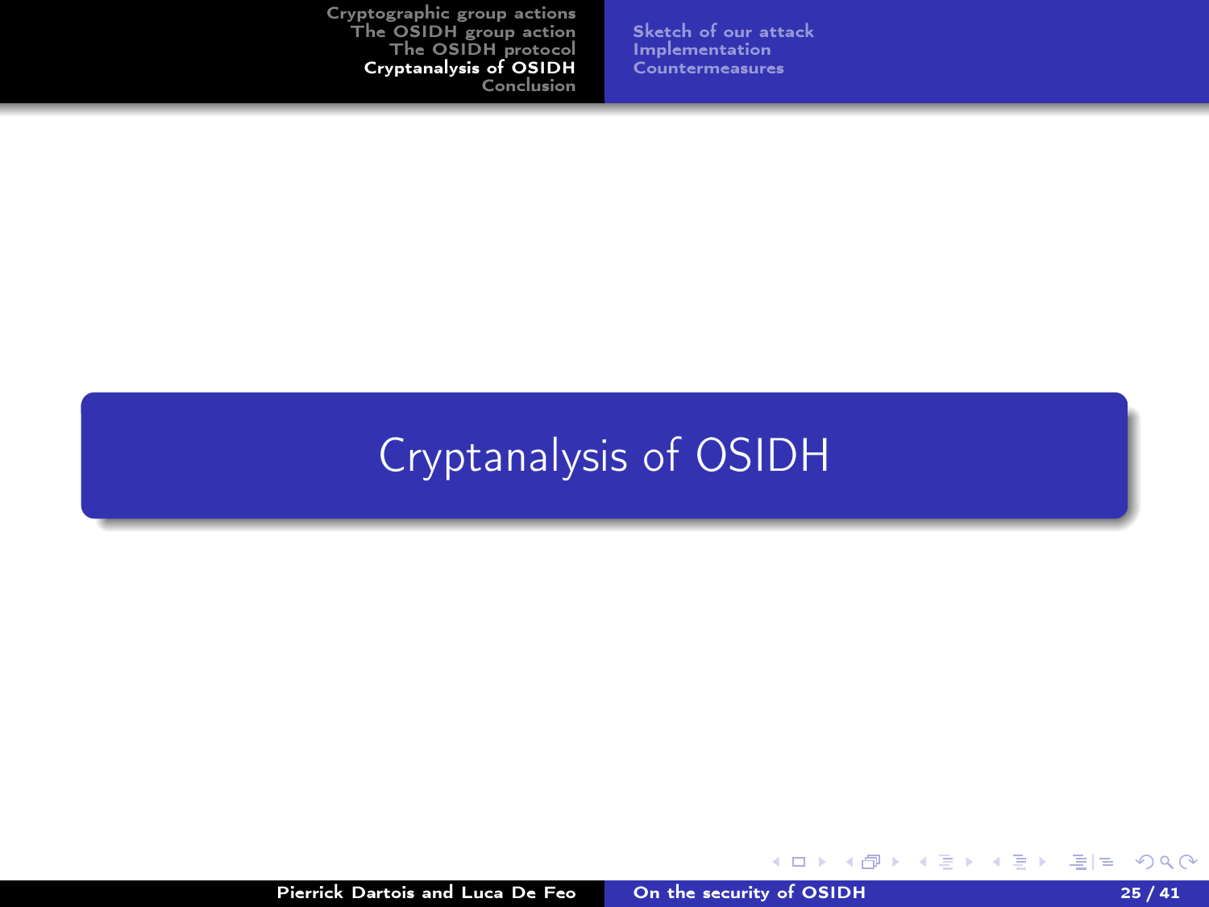# Cryptanalysis of OSIDH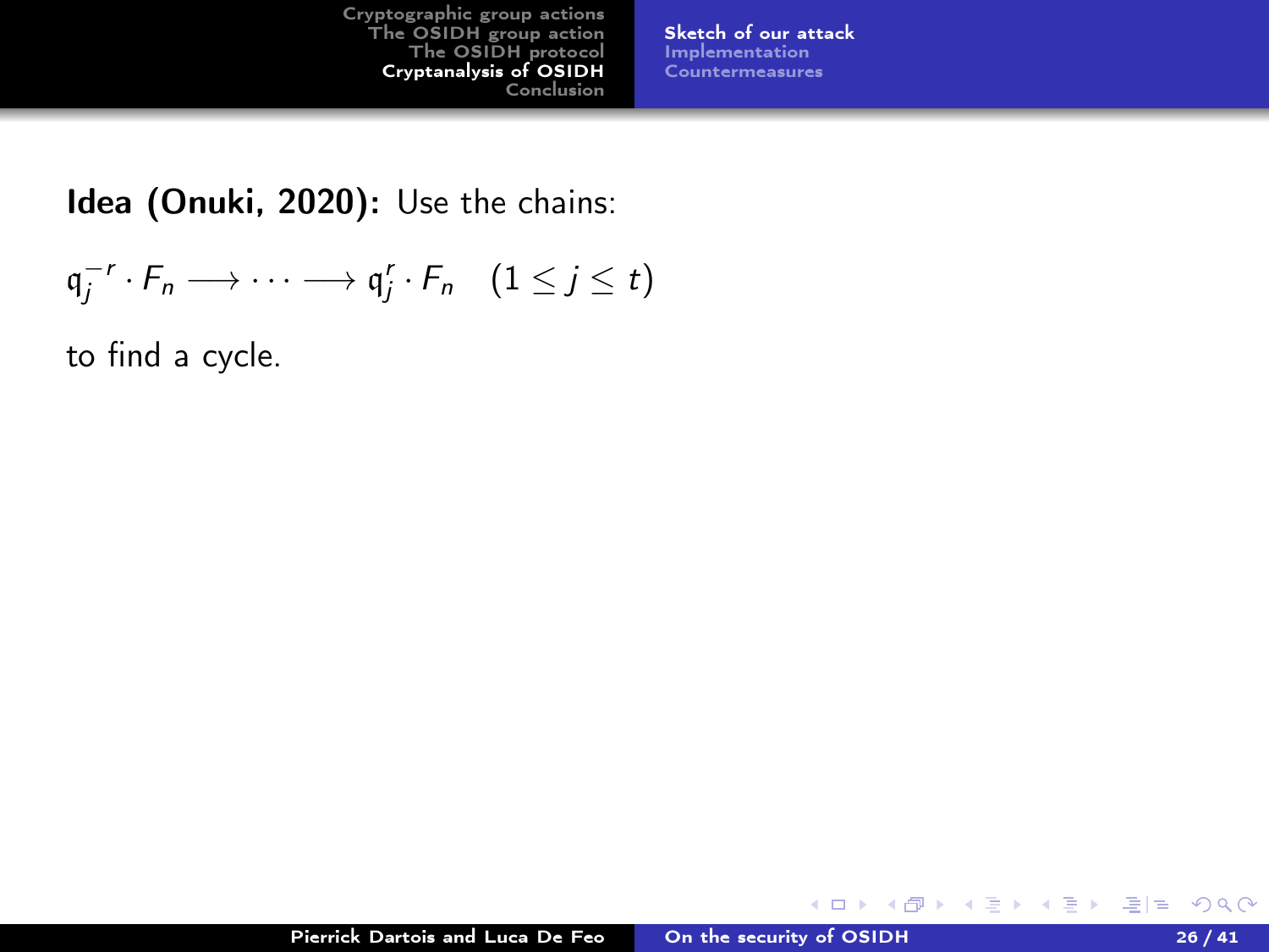**Idea (Onuki, 2020):** Use the chains:

$$\mathfrak{q}_j^{-r} \cdot F_n \longrightarrow \cdots \longrightarrow \mathfrak{q}_j^{r} \cdot F_n \quad (1 \leq j \leq t)$$

to find a cycle.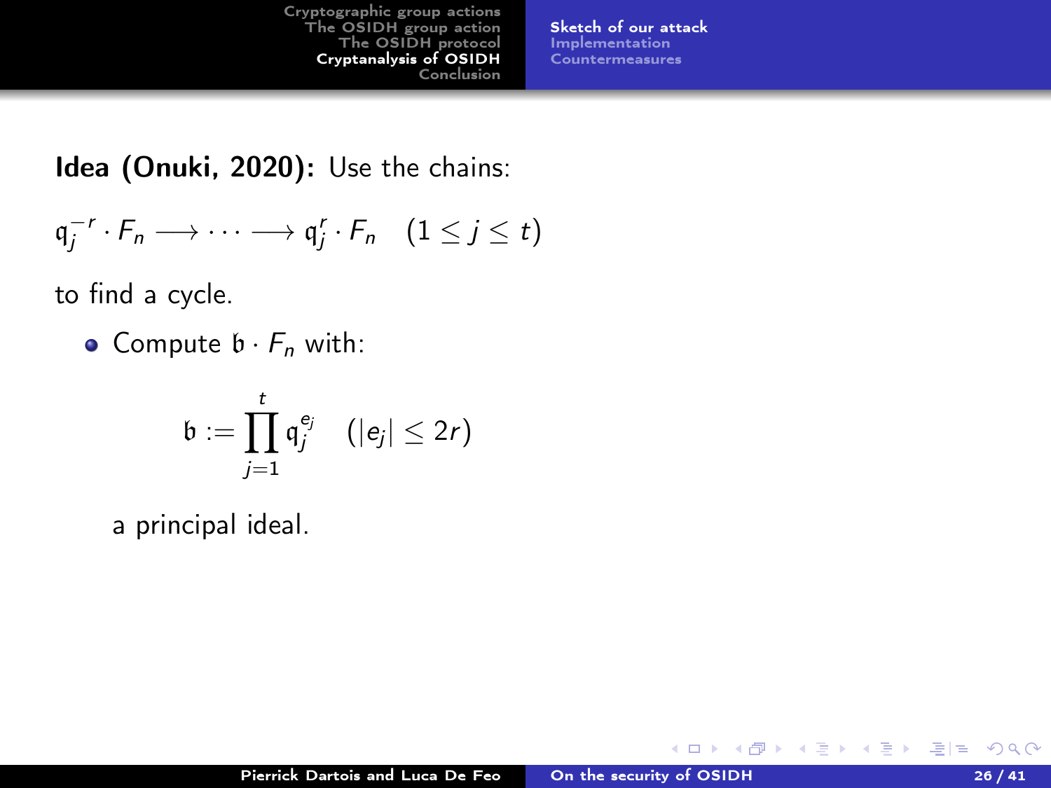**Idea (Onuki, 2020):** Use the chains:

$$\mathfrak{q}_j^{-r} \cdot F_n \longrightarrow \cdots \longrightarrow \mathfrak{q}_j^{r} \cdot F_n \quad (1 \leq j \leq t)$$

to find a cycle.

- Compute $\mathfrak{b} \cdot F_n$ with:

$$\mathfrak{b} := \prod_{j=1}^{t} \mathfrak{q}_j^{e_j} \quad (|e_j| \leq 2r)$$

  a principal ideal.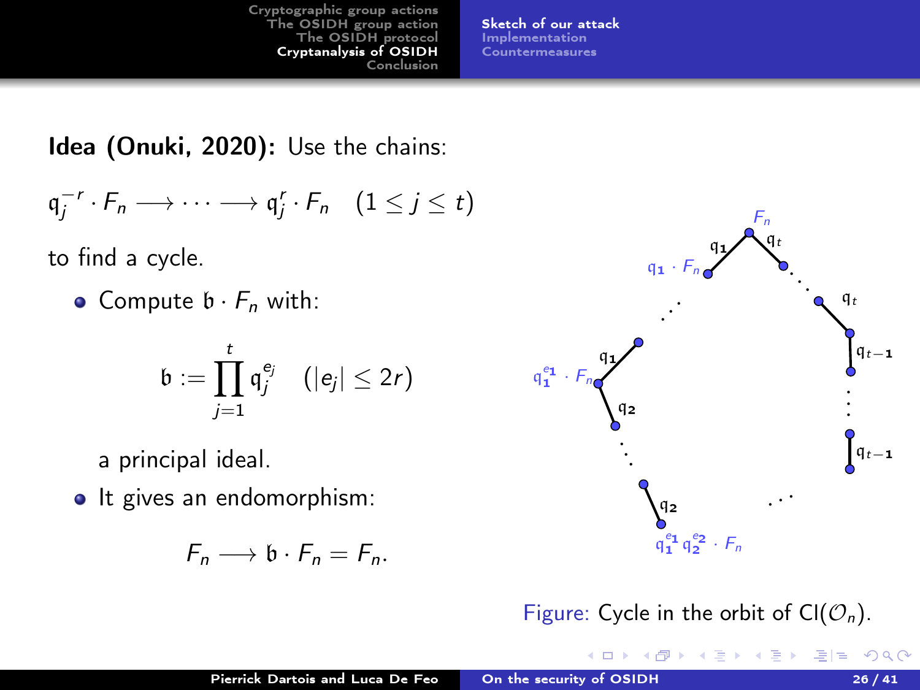**Idea (Onuki, 2020):** Use the chains:

$$\mathfrak{q}_j^{-r} \cdot F_n \longrightarrow \cdots \longrightarrow \mathfrak{q}_j^{r} \cdot F_n \quad (1 \leq j \leq t)$$

to find a cycle.

- Compute $\mathfrak{b} \cdot F_n$ with:

$$\mathfrak{b} := \prod_{j=1}^{t} \mathfrak{q}_j^{e_j} \quad (|e_j| \leq 2r)$$

  a principal ideal.

- It gives an endomorphism:

$$F_n \longrightarrow \mathfrak{b} \cdot F_n = F_n.$$

Figure: Cycle in the orbit of $\mathrm{Cl}(\mathcal{O}_n)$.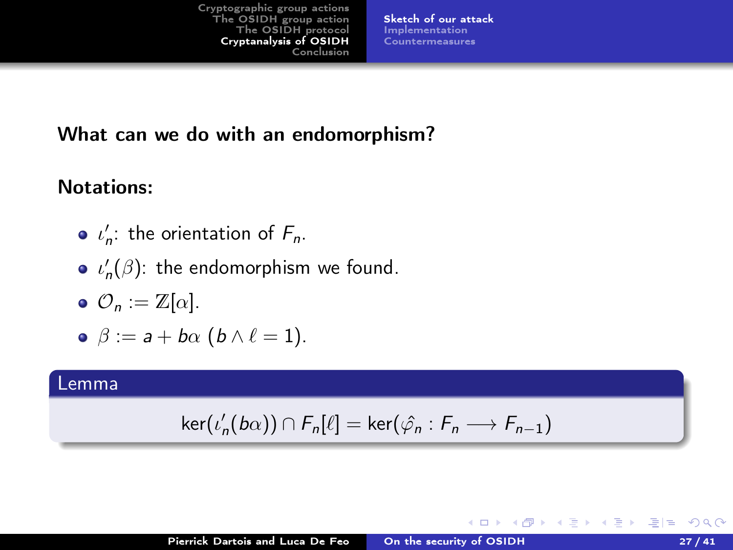**What can we do with an endomorphism?**

**Notations:**

- $\iota'_n$: the orientation of $F_n$.
- $\iota'_n(\beta)$: the endomorphism we found.
- $\mathcal{O}_n := \mathbb{Z}[\alpha]$.
- $\beta := a + b\alpha$ $(b \wedge \ell = 1)$.

**Lemma**

$$\ker(\iota'_n(b\alpha)) \cap F_n[\ell] = \ker(\hat{\varphi}_n : F_n \longrightarrow F_{n-1})$$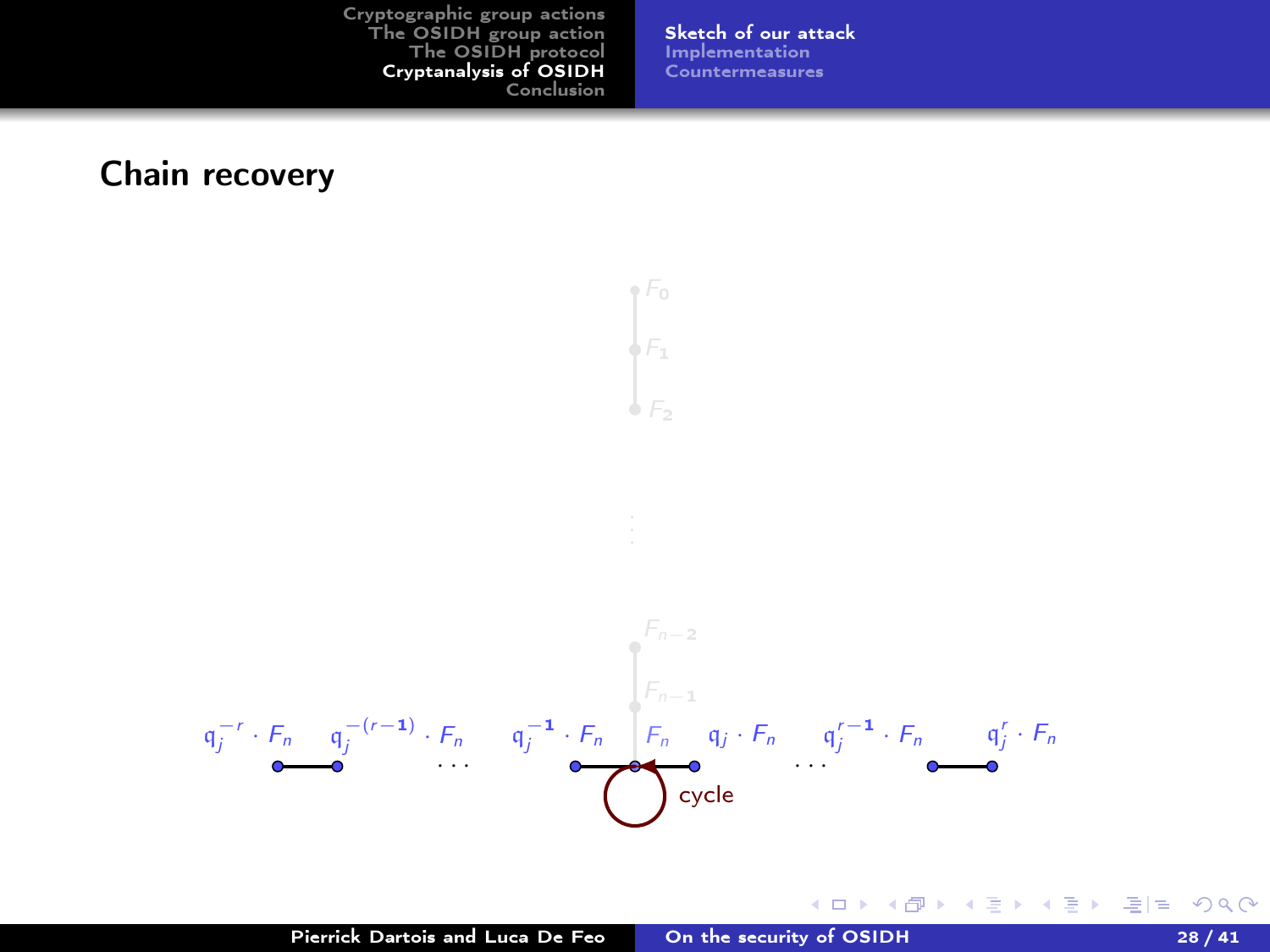## Chain recovery

$F_0$

$F_1$

$F_2$

$\vdots$

$F_{n-2}$

$F_{n-1}$

$\mathfrak{q}_j^{-r} \cdot F_n$ $\quad \mathfrak{q}_j^{-(r-1)} \cdot F_n$ $\quad \cdots \quad$ $\mathfrak{q}_j^{-1} \cdot F_n$ $\quad F_n$ $\quad \mathfrak{q}_j \cdot F_n$ $\quad \cdots \quad$ $\mathfrak{q}_j^{r-1} \cdot F_n$ $\quad \mathfrak{q}_j^{r} \cdot F_n$

cycle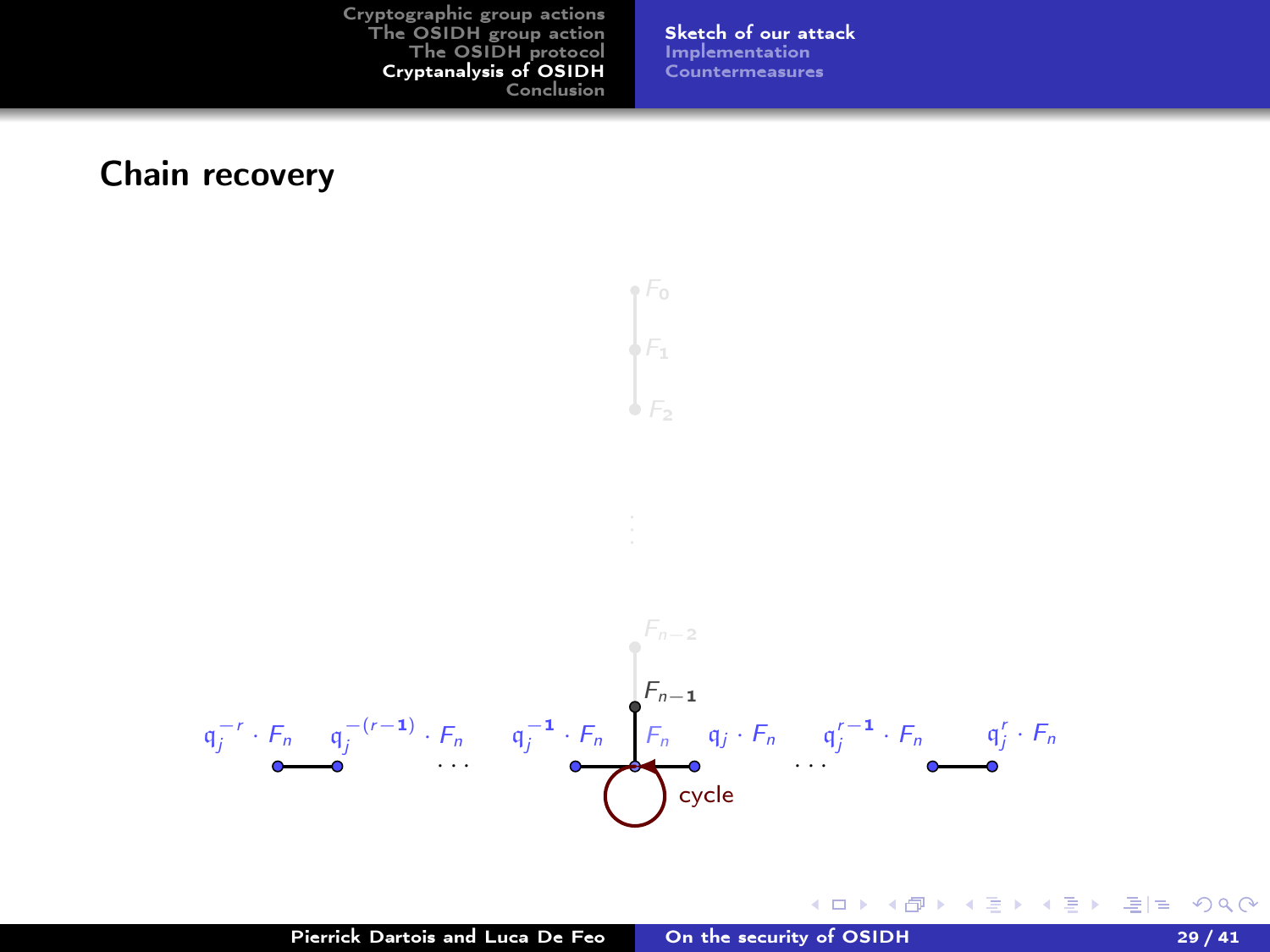## Chain recovery

$F_0$

$F_1$

$F_2$

$\vdots$

$F_{n-2}$

$F_{n-1}$

$\mathfrak{q}_j^{-r} \cdot F_n$ $\quad \mathfrak{q}_j^{-(r-1)} \cdot F_n$ $\quad \cdots \quad \mathfrak{q}_j^{-1} \cdot F_n$ $\quad F_n$ $\quad \mathfrak{q}_j \cdot F_n$ $\quad \cdots \quad \mathfrak{q}_j^{r-1} \cdot F_n$ $\quad \mathfrak{q}_j^{r} \cdot F_n$

cycle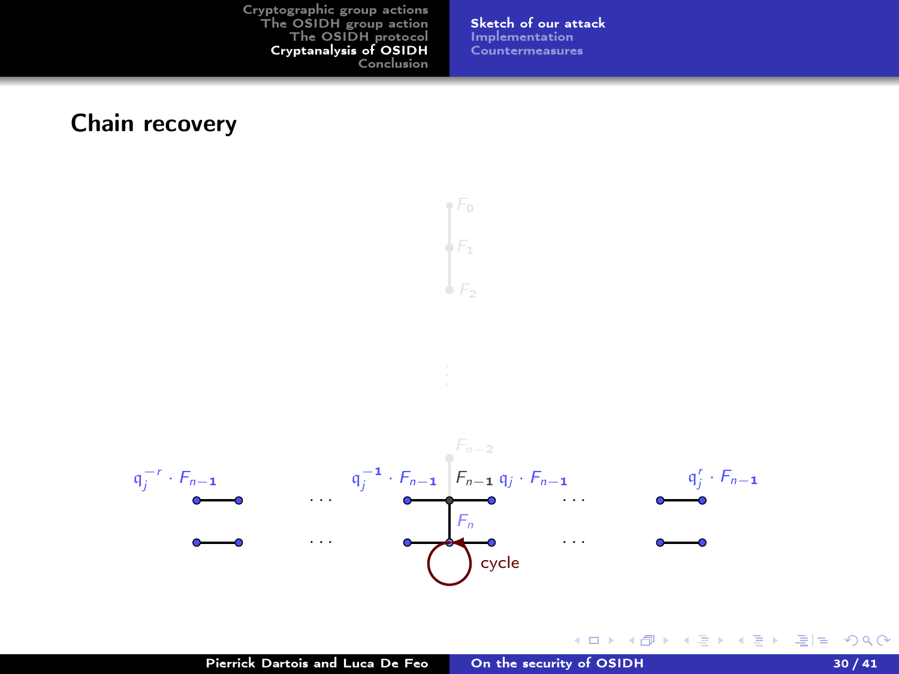## Chain recovery

$F_0$

$F_1$

$F_2$

$F_{n-2}$

$\mathfrak{q}_j^{-r} \cdot F_{n-1}$ … $\mathfrak{q}_j^{-1} \cdot F_{n-1}$ $F_{n-1}$ $\mathfrak{q}_j \cdot F_{n-1}$ … $\mathfrak{q}_j^{r} \cdot F_{n-1}$

$F_n$

cycle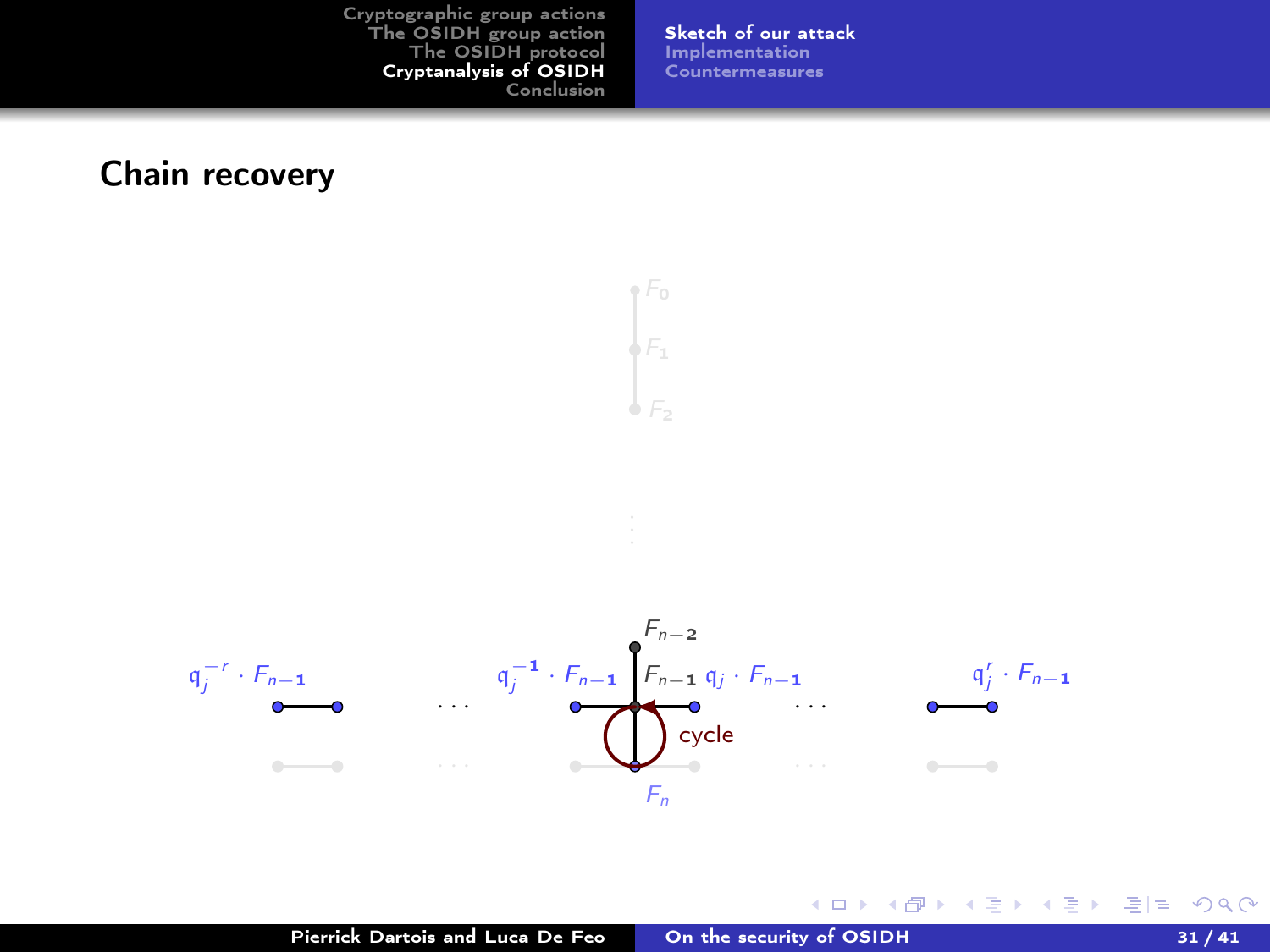## Chain recovery

$F_0$

$F_1$

$F_2$

$F_{n-2}$

$\mathfrak{q}_j^{-r} \cdot F_{n-1}$ … $\mathfrak{q}_j^{-1} \cdot F_{n-1}$ $F_{n-1}$ $\mathfrak{q}_j \cdot F_{n-1}$ … $\mathfrak{q}_j^{r} \cdot F_{n-1}$

cycle

$F_n$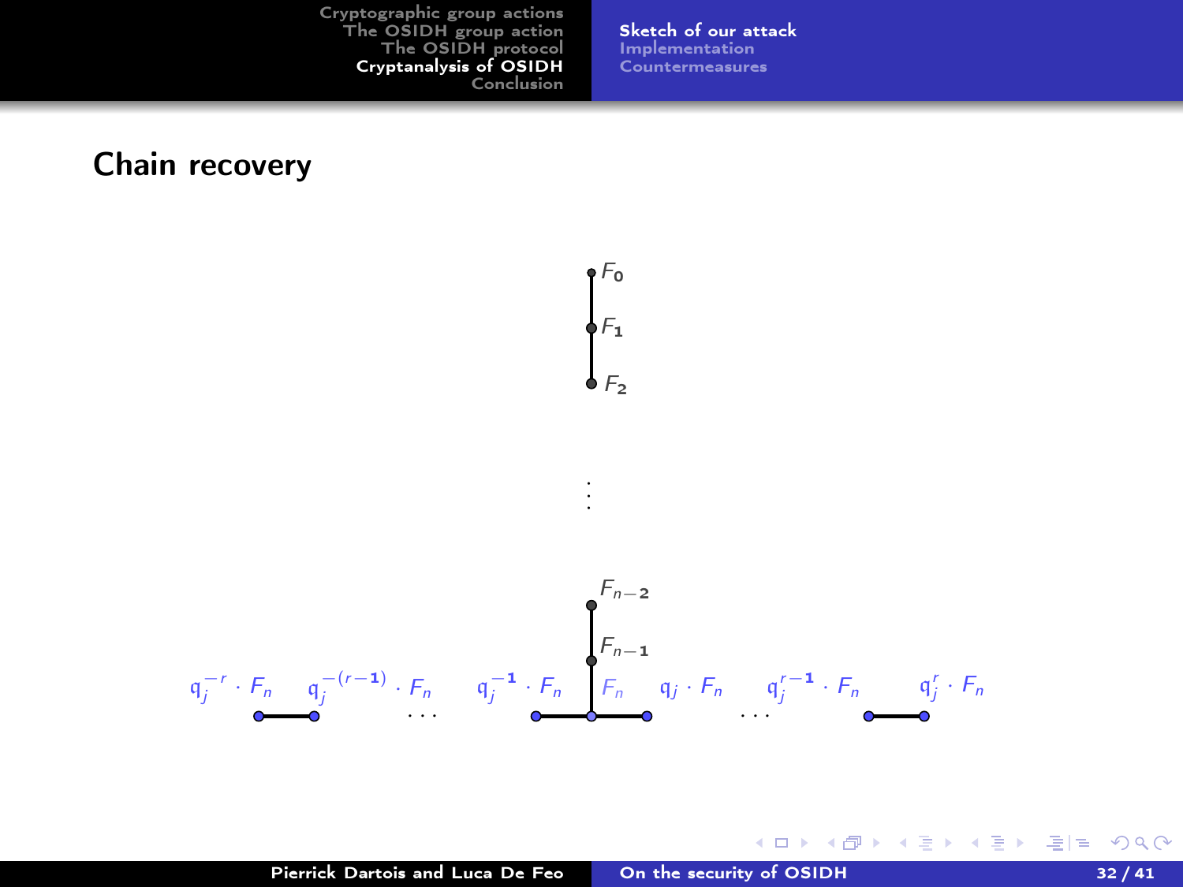## Chain recovery

$F_0$

$F_1$

$F_2$

$\vdots$

$F_{n-2}$

$F_{n-1}$

$\mathfrak{q}_j^{-r} \cdot F_n$ $\mathfrak{q}_j^{-(r-1)} \cdot F_n$ $\cdots$ $\mathfrak{q}_j^{-1} \cdot F_n$ $F_n$ $\mathfrak{q}_j \cdot F_n$ $\cdots$ $\mathfrak{q}_j^{r-1} \cdot F_n$ $\mathfrak{q}_j^{r} \cdot F_n$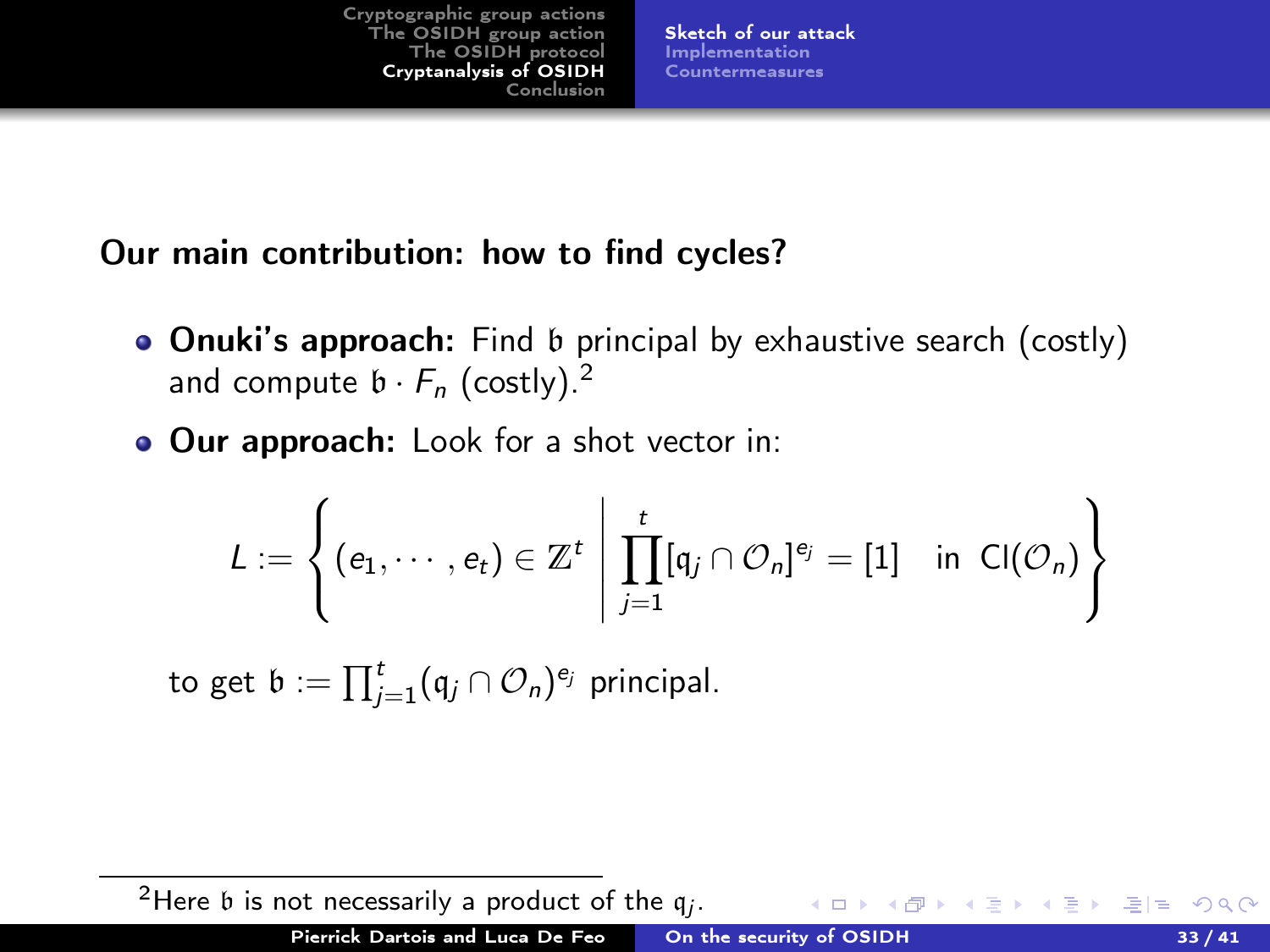## Our main contribution: how to find cycles?

- **Onuki's approach:** Find $\mathfrak{b}$ principal by exhaustive search (costly) and compute $\mathfrak{b} \cdot F_n$ (costly).[2]
- **Our approach:** Look for a shot vector in:

$$L := \left\{ (e_1, \cdots, e_t) \in \mathbb{Z}^t \;\middle|\; \prod_{j=1}^{t} [\mathfrak{q}_j \cap \mathcal{O}_n]^{e_j} = [1] \quad \text{in } \mathrm{Cl}(\mathcal{O}_n) \right\}$$

to get $\mathfrak{b} := \prod_{j=1}^{t} (\mathfrak{q}_j \cap \mathcal{O}_n)^{e_j}$ principal.

[2] Here $\mathfrak{b}$ is not necessarily a product of the $\mathfrak{q}_j$.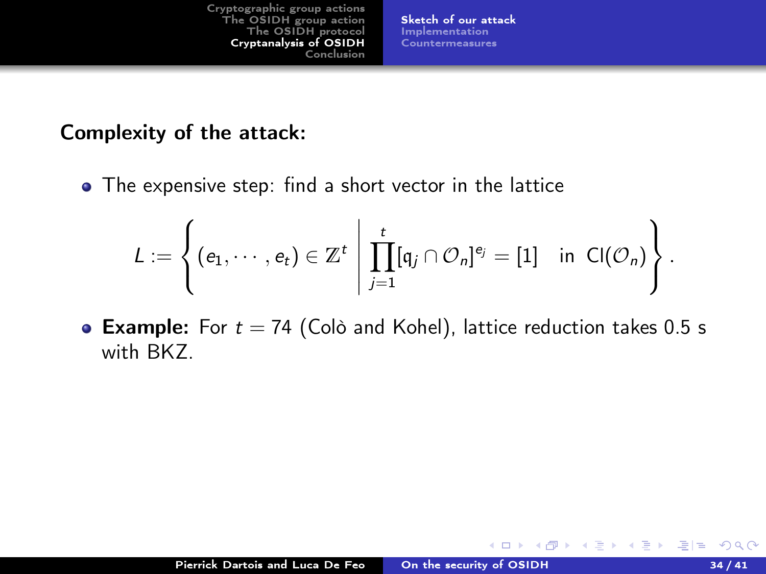**Complexity of the attack:**

- The expensive step: find a short vector in the lattice

$$L := \left\{ (e_1, \cdots, e_t) \in \mathbb{Z}^t \;\middle|\; \prod_{j=1}^{t} [\mathfrak{q}_j \cap \mathcal{O}_n]^{e_j} = [1] \quad \text{in } \mathrm{Cl}(\mathcal{O}_n) \right\}.$$

- **Example:** For $t = 74$ (Colò and Kohel), lattice reduction takes 0.5 s with BKZ.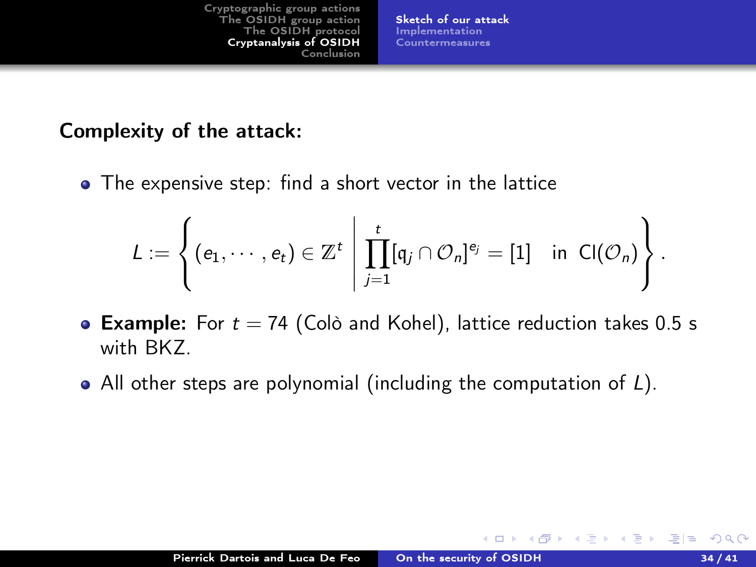**Complexity of the attack:**

- The expensive step: find a short vector in the lattice

$$L := \left\{ (e_1, \cdots, e_t) \in \mathbb{Z}^t \;\middle|\; \prod_{j=1}^{t} [\mathfrak{q}_j \cap \mathcal{O}_n]^{e_j} = [1] \quad \text{in } \mathrm{Cl}(\mathcal{O}_n) \right\}.$$

- **Example:** For $t = 74$ (Colò and Kohel), lattice reduction takes 0.5 s with BKZ.
- All other steps are polynomial (including the computation of $L$).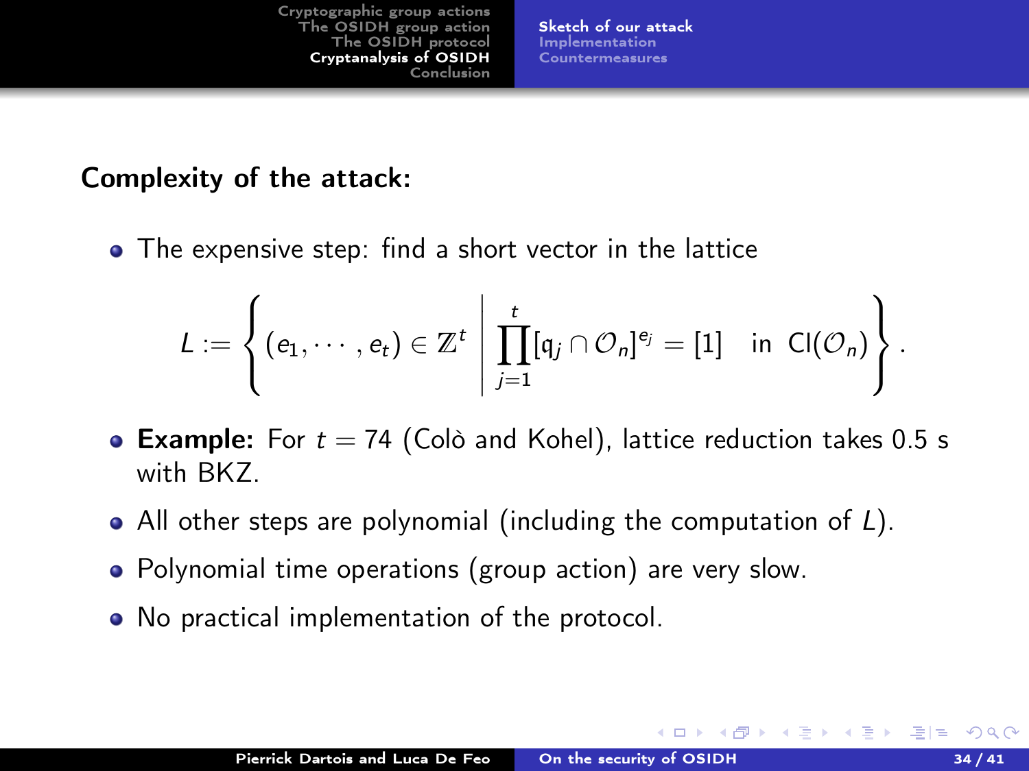**Complexity of the attack:**

- The expensive step: find a short vector in the lattice

$$L := \left\{ (e_1, \cdots, e_t) \in \mathbb{Z}^t \;\middle|\; \prod_{j=1}^{t} [\mathfrak{q}_j \cap \mathcal{O}_n]^{e_j} = [1] \quad \text{in } \mathrm{Cl}(\mathcal{O}_n) \right\}.$$

- **Example:** For $t = 74$ (Colò and Kohel), lattice reduction takes 0.5 s with BKZ.
- All other steps are polynomial (including the computation of $L$).
- Polynomial time operations (group action) are very slow.
- No practical implementation of the protocol.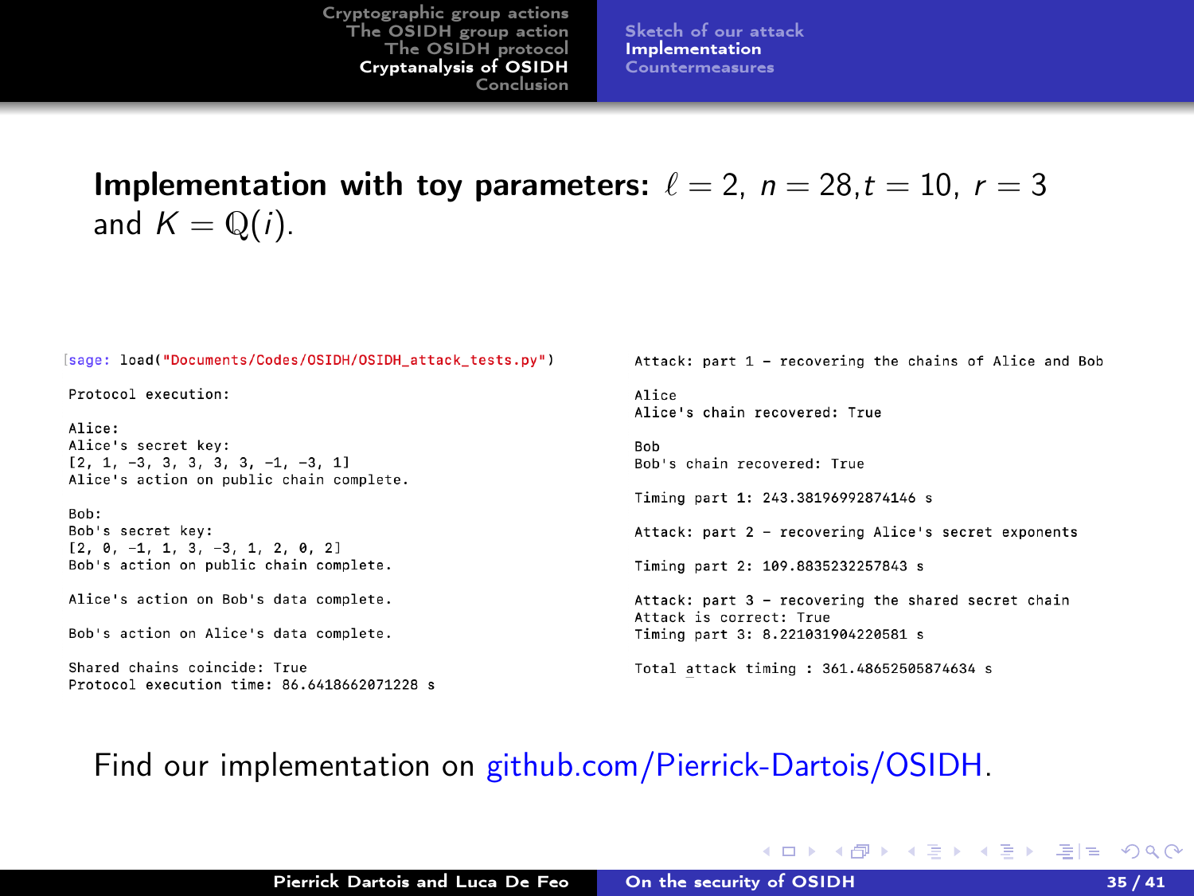**Implementation with toy parameters:** $\ell = 2$, $n = 28, t = 10$, $r = 3$ and $K = \mathbb{Q}(i)$.

```
[sage: load("Documents/Codes/OSIDH/OSIDH_attack_tests.py")

Protocol execution:

Alice:
Alice's secret key:
[2, 1, -3, 3, 3, 3, 3, -1, -3, 1]
Alice's action on public chain complete.

Bob:
Bob's secret key:
[2, 0, -1, 1, 3, -3, 1, 2, 0, 2]
Bob's action on public chain complete.

Alice's action on Bob's data complete.

Bob's action on Alice's data complete.

Shared chains coincide: True
Protocol execution time: 86.6418662071228 s
```

```
Attack: part 1 - recovering the chains of Alice and Bob

Alice
Alice's chain recovered: True

Bob
Bob's chain recovered: True

Timing part 1: 243.38196992874146 s

Attack: part 2 - recovering Alice's secret exponents

Timing part 2: 109.8835232257843 s

Attack: part 3 - recovering the shared secret chain
Attack is correct: True
Timing part 3: 8.221031904220581 s

Total attack timing : 361.48652505874634 s
```

Find our implementation on github.com/Pierrick-Dartois/OSIDH.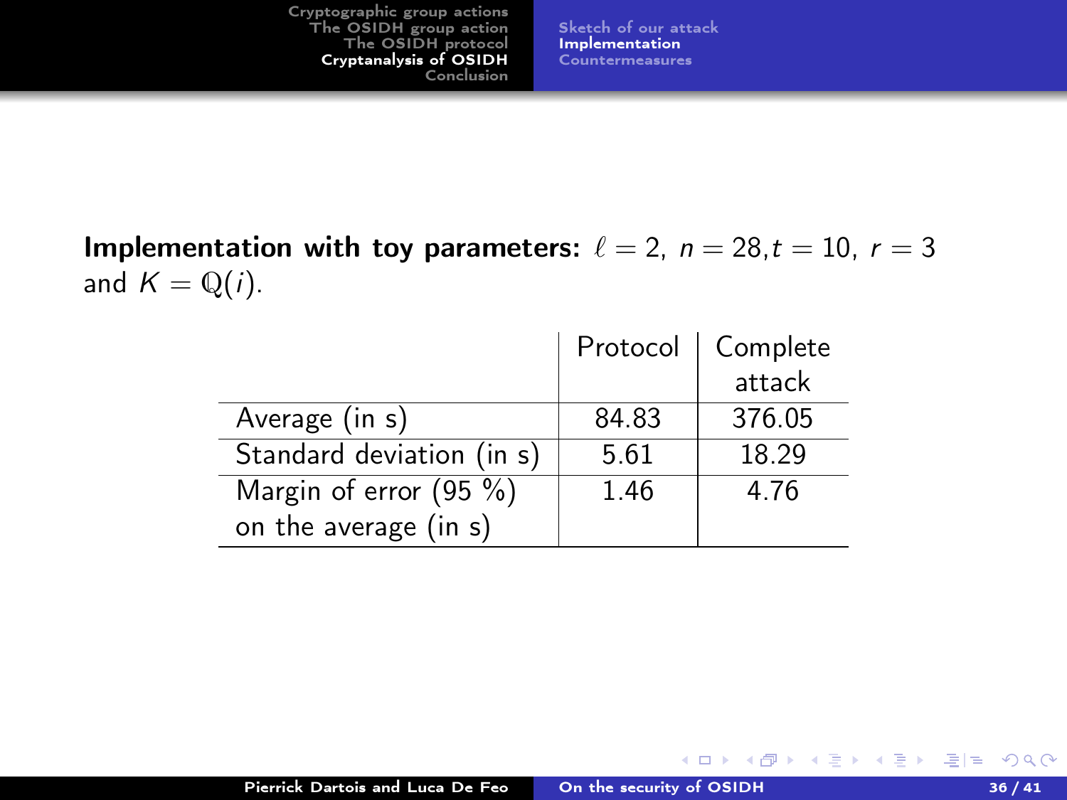**Implementation with toy parameters:** $\ell = 2$, $n = 28, t = 10$, $r = 3$ and $K = \mathbb{Q}(i)$.

| | Protocol | Complete attack |
|---|---|---|
| Average (in s) | 84.83 | 376.05 |
| Standard deviation (in s) | 5.61 | 18.29 |
| Margin of error (95 %) on the average (in s) | 1.46 | 4.76 |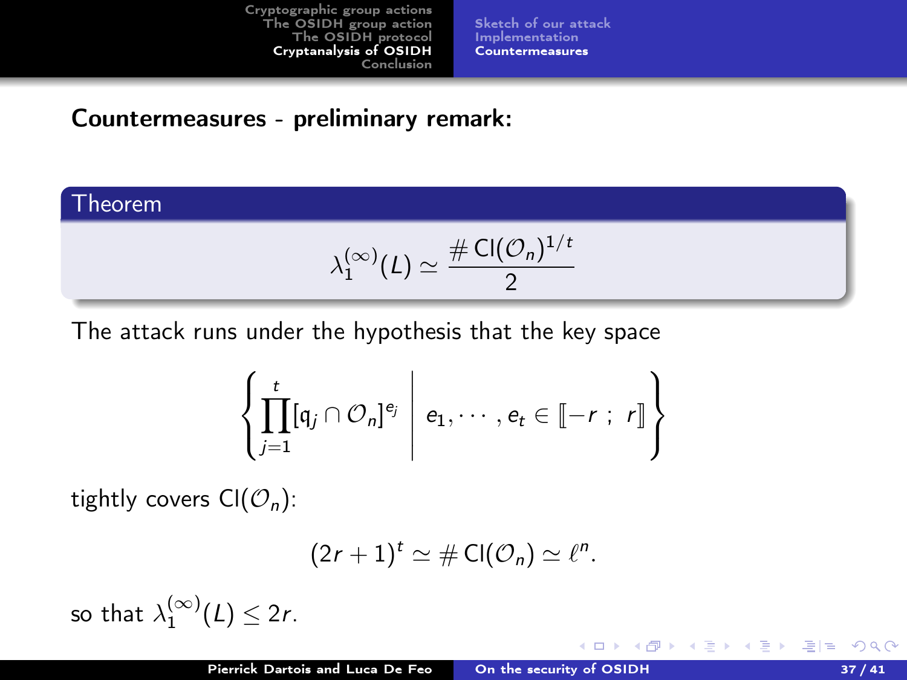## Countermeasures - preliminary remark:

**Theorem**

$$\lambda_1^{(\infty)}(L) \simeq \frac{\# \mathrm{Cl}(\mathcal{O}_n)^{1/t}}{2}$$

The attack runs under the hypothesis that the key space

$$\left\{ \prod_{j=1}^{t} [\mathfrak{q}_j \cap \mathcal{O}_n]^{e_j} \;\middle|\; e_1, \cdots, e_t \in [\![-r \;;\; r]\!] \right\}$$

tightly covers $\mathrm{Cl}(\mathcal{O}_n)$:

$$(2r+1)^t \simeq \# \mathrm{Cl}(\mathcal{O}_n) \simeq \ell^n.$$

so that $\lambda_1^{(\infty)}(L) \leq 2r$.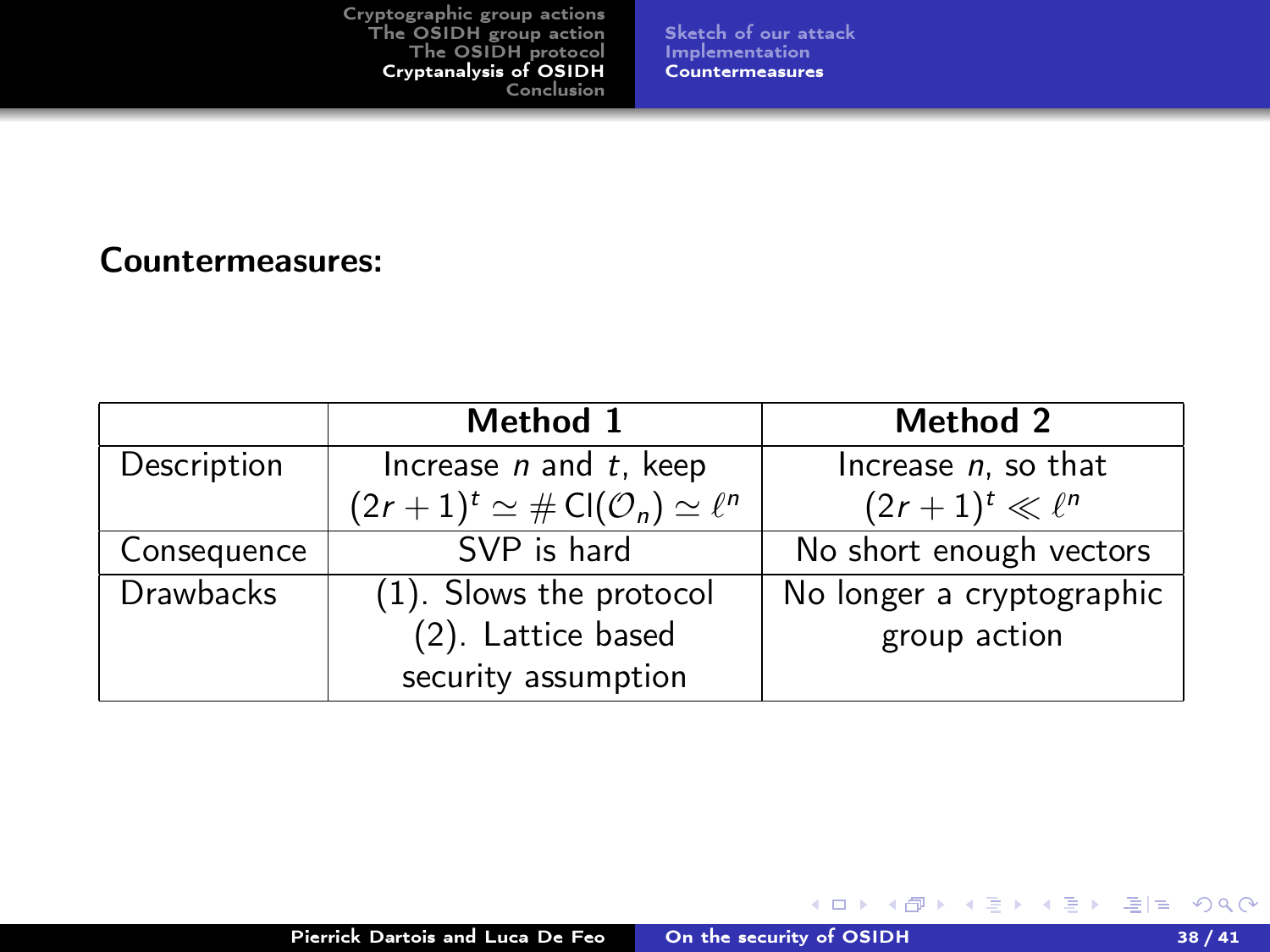**Countermeasures:**

| | **Method 1** | **Method 2** |
|---|---|---|
| Description | Increase $n$ and $t$, keep $(2r+1)^t \simeq \#\mathrm{Cl}(\mathcal{O}_n) \simeq \ell^n$ | Increase $n$, so that $(2r+1)^t \ll \ell^n$ |
| Consequence | SVP is hard | No short enough vectors |
| Drawbacks | (1). Slows the protocol (2). Lattice based security assumption | No longer a cryptographic group action |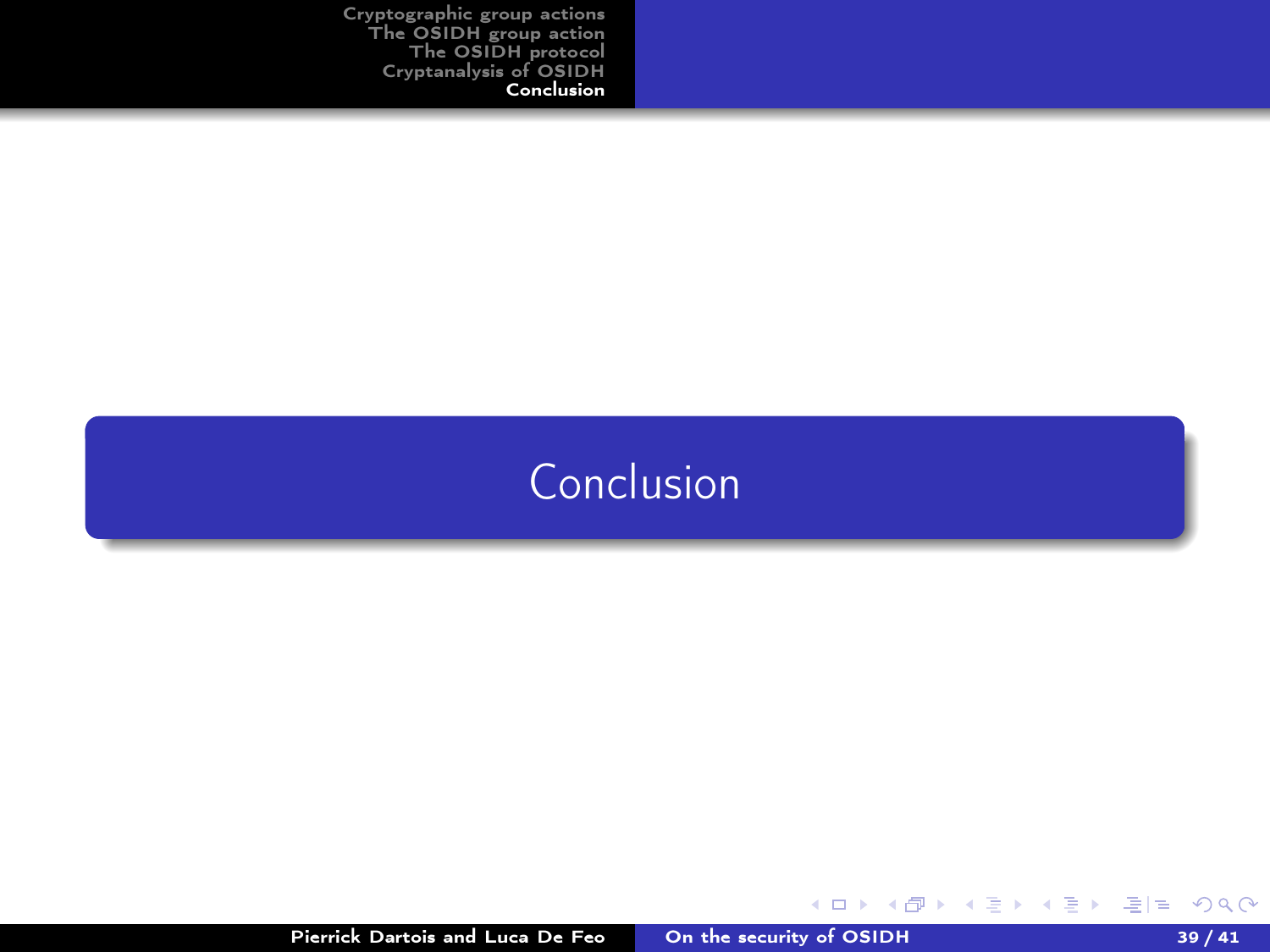# Conclusion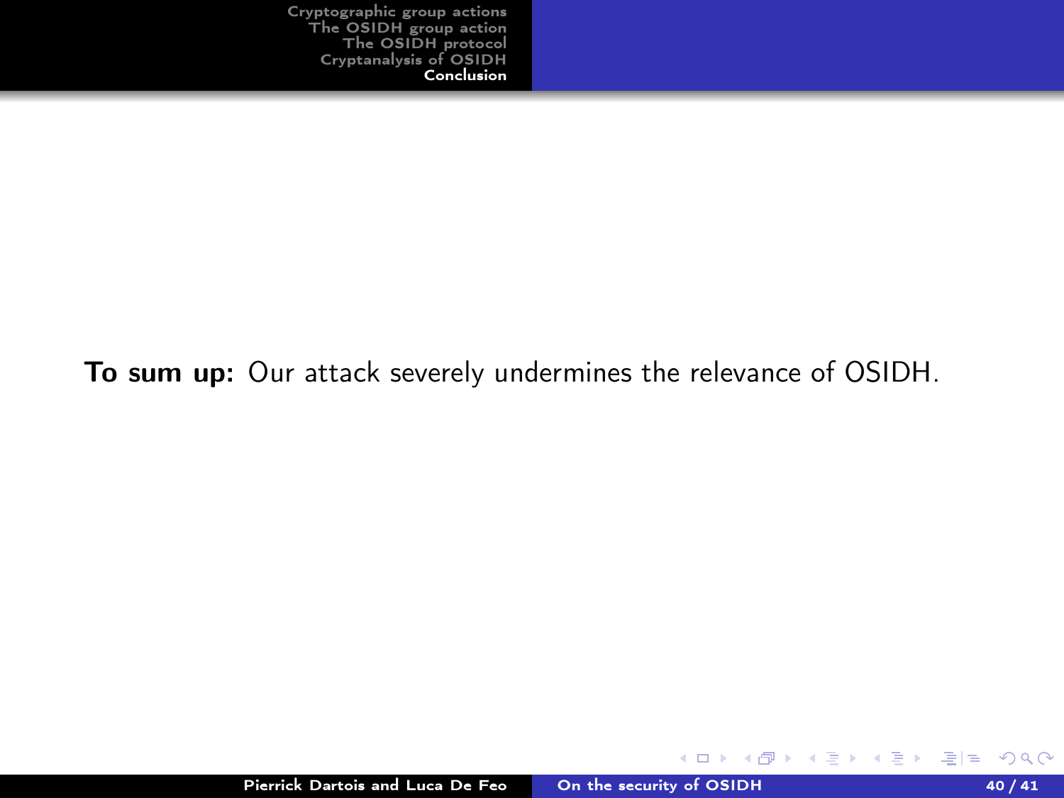**To sum up:** Our attack severely undermines the relevance of OSIDH.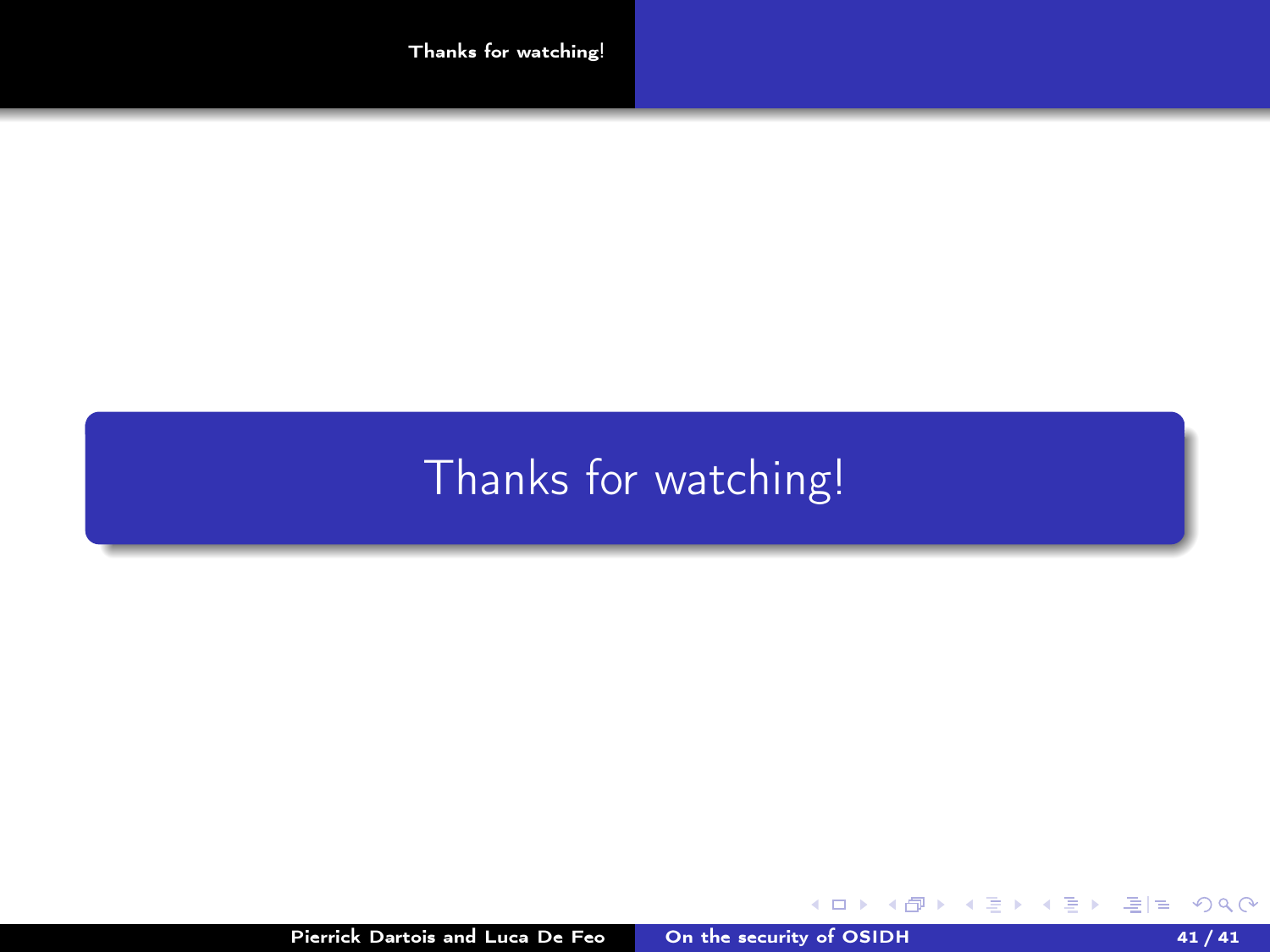# Thanks for watching!